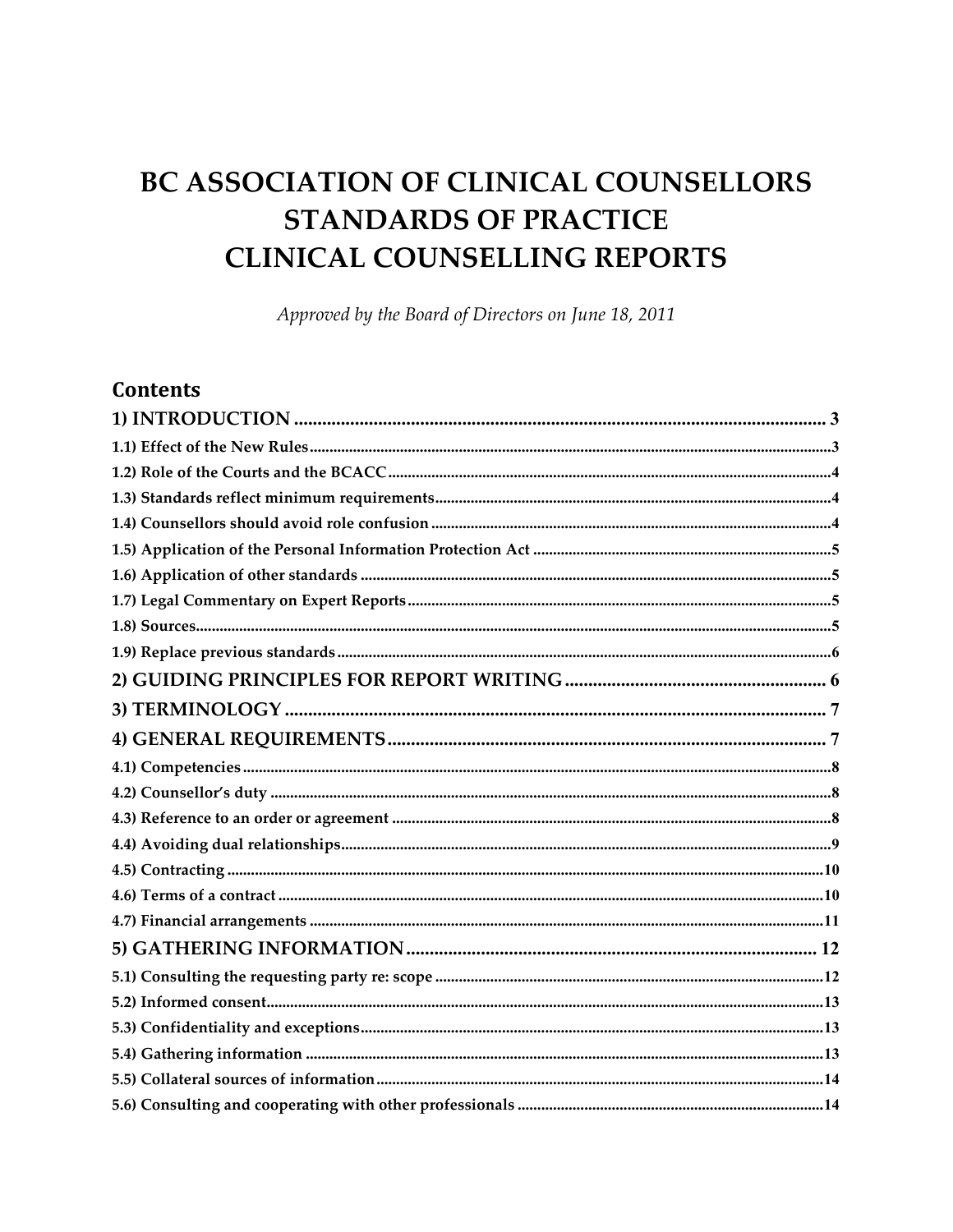# BC ASSOCIATION OF CLINICAL COUNSELLORS STANDARDS OF PRACTICE CLINICAL COUNSELLING REPORTS

*Approved by the Board of Directors on June 18, 2011*

## Contents

**1) INTRODUCTION** .......... 3

1.1) Effect of the New Rules .......... 3

1.2) Role of the Courts and the BCACC .......... 4

1.3) Standards reflect minimum requirements .......... 4

1.4) Counsellors should avoid role confusion .......... 4

1.5) Application of the Personal Information Protection Act .......... 5

1.6) Application of other standards .......... 5

1.7) Legal Commentary on Expert Reports .......... 5

1.8) Sources .......... 5

1.9) Replace previous standards .......... 6

**2) GUIDING PRINCIPLES FOR REPORT WRITING** .......... 6

**3) TERMINOLOGY** .......... 7

**4) GENERAL REQUIREMENTS** .......... 7

4.1) Competencies .......... 8

4.2) Counsellor's duty .......... 8

4.3) Reference to an order or agreement .......... 8

4.4) Avoiding dual relationships .......... 9

4.5) Contracting .......... 10

4.6) Terms of a contract .......... 10

4.7) Financial arrangements .......... 11

**5) GATHERING INFORMATION** .......... 12

5.1) Consulting the requesting party re: scope .......... 12

5.2) Informed consent .......... 13

5.3) Confidentiality and exceptions .......... 13

5.4) Gathering information .......... 13

5.5) Collateral sources of information .......... 14

5.6) Consulting and cooperating with other professionals .......... 14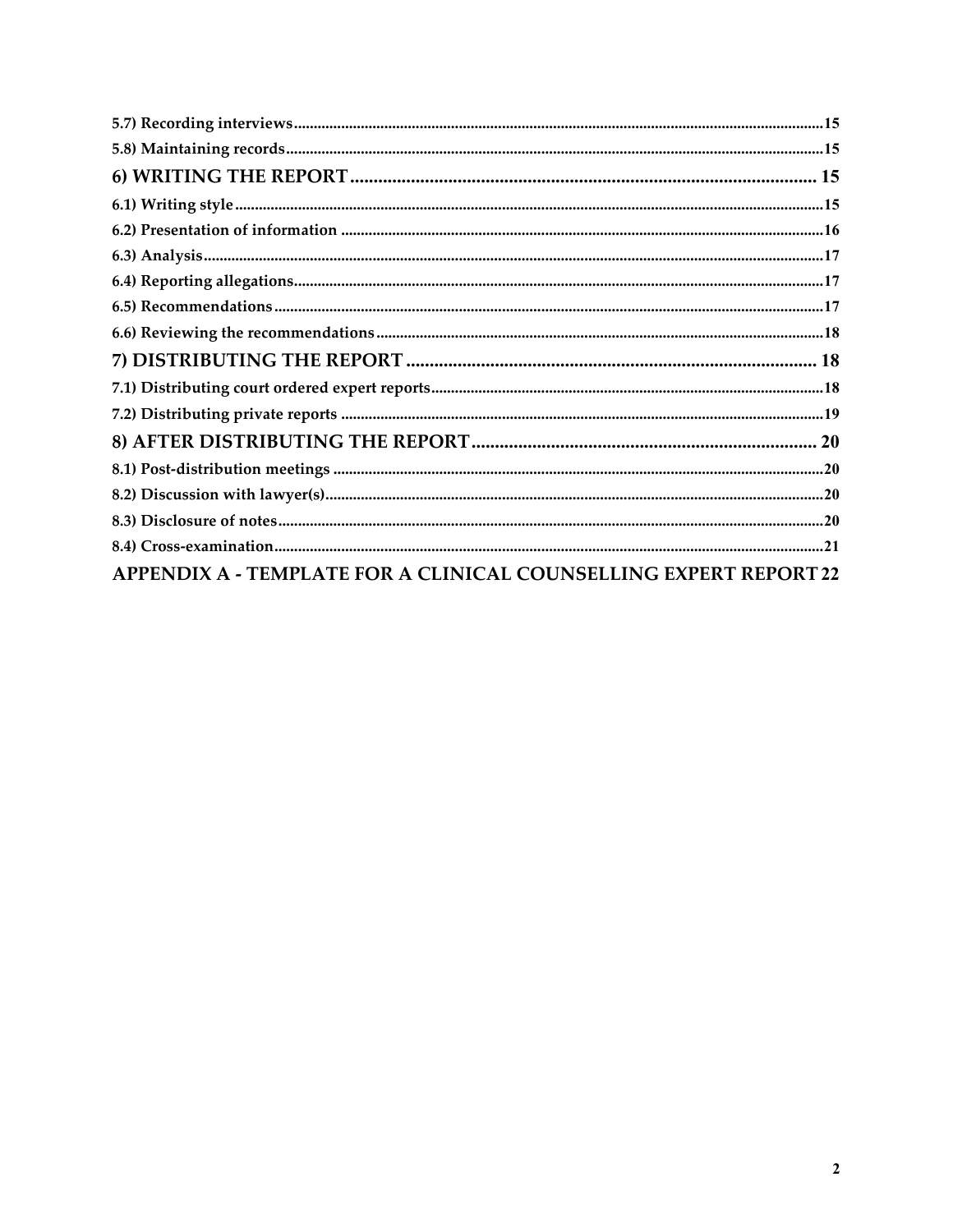5.7) Recording interviews ..... 15
5.8) Maintaining records ..... 15
**6) WRITING THE REPORT ..... 15**
6.1) Writing style ..... 15
6.2) Presentation of information ..... 16
6.3) Analysis ..... 17
6.4) Reporting allegations ..... 17
6.5) Recommendations ..... 17
6.6) Reviewing the recommendations ..... 18
**7) DISTRIBUTING THE REPORT ..... 18**
7.1) Distributing court ordered expert reports ..... 18
7.2) Distributing private reports ..... 19
**8) AFTER DISTRIBUTING THE REPORT ..... 20**
8.1) Post-distribution meetings ..... 20
8.2) Discussion with lawyer(s) ..... 20
8.3) Disclosure of notes ..... 20
8.4) Cross-examination ..... 21
**APPENDIX A - TEMPLATE FOR A CLINICAL COUNSELLING EXPERT REPORT 22**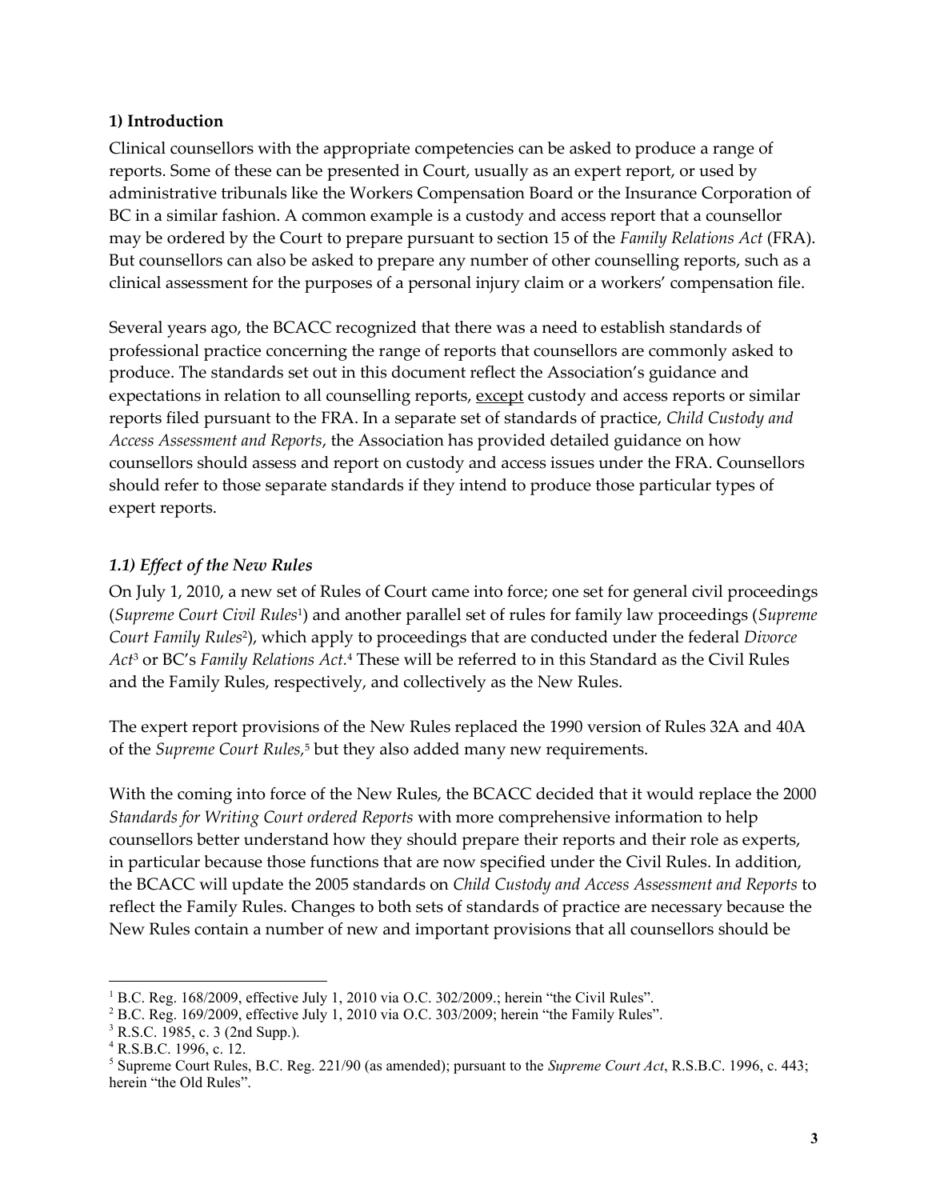## 1) Introduction

Clinical counsellors with the appropriate competencies can be asked to produce a range of reports. Some of these can be presented in Court, usually as an expert report, or used by administrative tribunals like the Workers Compensation Board or the Insurance Corporation of BC in a similar fashion. A common example is a custody and access report that a counsellor may be ordered by the Court to prepare pursuant to section 15 of the *Family Relations Act* (FRA). But counsellors can also be asked to prepare any number of other counselling reports, such as a clinical assessment for the purposes of a personal injury claim or a workers' compensation file.

Several years ago, the BCACC recognized that there was a need to establish standards of professional practice concerning the range of reports that counsellors are commonly asked to produce. The standards set out in this document reflect the Association's guidance and expectations in relation to all counselling reports, <u>except</u> custody and access reports or similar reports filed pursuant to the FRA. In a separate set of standards of practice, *Child Custody and Access Assessment and Reports*, the Association has provided detailed guidance on how counsellors should assess and report on custody and access issues under the FRA. Counsellors should refer to those separate standards if they intend to produce those particular types of expert reports.

### *1.1) Effect of the New Rules*

On July 1, 2010, a new set of Rules of Court came into force; one set for general civil proceedings (*Supreme Court Civil Rules*[1]) and another parallel set of rules for family law proceedings (*Supreme Court Family Rules*[2]), which apply to proceedings that are conducted under the federal *Divorce Act*[3] or BC's *Family Relations Act.*[4] These will be referred to in this Standard as the Civil Rules and the Family Rules, respectively, and collectively as the New Rules.

The expert report provisions of the New Rules replaced the 1990 version of Rules 32A and 40A of the *Supreme Court Rules,*[5] but they also added many new requirements.

With the coming into force of the New Rules, the BCACC decided that it would replace the 2000 *Standards for Writing Court ordered Reports* with more comprehensive information to help counsellors better understand how they should prepare their reports and their role as experts, in particular because those functions that are now specified under the Civil Rules. In addition, the BCACC will update the 2005 standards on *Child Custody and Access Assessment and Reports* to reflect the Family Rules. Changes to both sets of standards of practice are necessary because the New Rules contain a number of new and important provisions that all counsellors should be

---

[1] B.C. Reg. 168/2009, effective July 1, 2010 via O.C. 302/2009.; herein "the Civil Rules".

[2] B.C. Reg. 169/2009, effective July 1, 2010 via O.C. 303/2009; herein "the Family Rules".

[3] R.S.C. 1985, c. 3 (2nd Supp.).

[4] R.S.B.C. 1996, c. 12.

[5] Supreme Court Rules, B.C. Reg. 221/90 (as amended); pursuant to the *Supreme Court Act*, R.S.B.C. 1996, c. 443; herein "the Old Rules".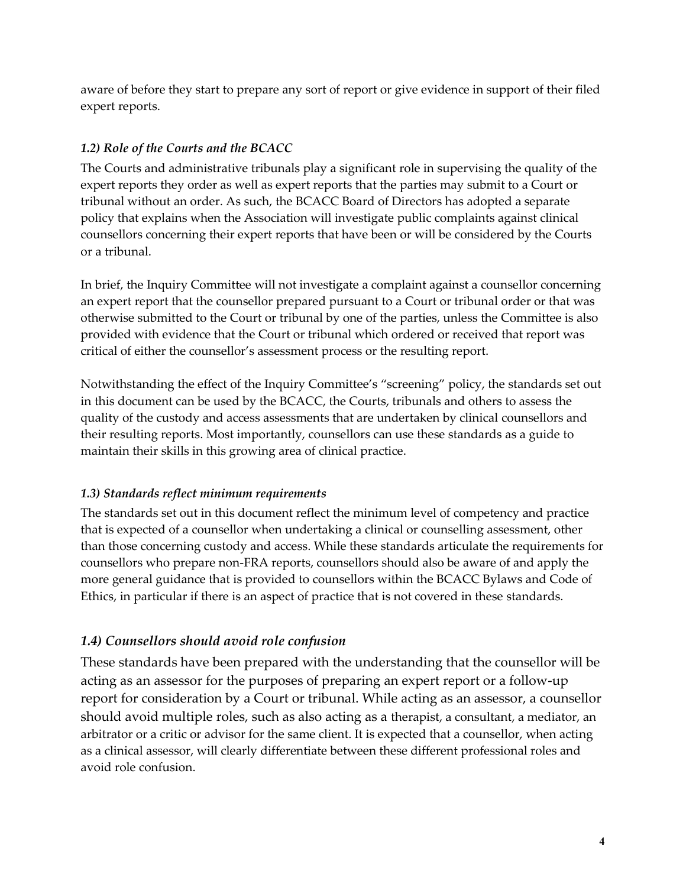aware of before they start to prepare any sort of report or give evidence in support of their filed expert reports.

### *1.2) Role of the Courts and the BCACC*

The Courts and administrative tribunals play a significant role in supervising the quality of the expert reports they order as well as expert reports that the parties may submit to a Court or tribunal without an order. As such, the BCACC Board of Directors has adopted a separate policy that explains when the Association will investigate public complaints against clinical counsellors concerning their expert reports that have been or will be considered by the Courts or a tribunal.

In brief, the Inquiry Committee will not investigate a complaint against a counsellor concerning an expert report that the counsellor prepared pursuant to a Court or tribunal order or that was otherwise submitted to the Court or tribunal by one of the parties, unless the Committee is also provided with evidence that the Court or tribunal which ordered or received that report was critical of either the counsellor's assessment process or the resulting report.

Notwithstanding the effect of the Inquiry Committee's "screening" policy, the standards set out in this document can be used by the BCACC, the Courts, tribunals and others to assess the quality of the custody and access assessments that are undertaken by clinical counsellors and their resulting reports. Most importantly, counsellors can use these standards as a guide to maintain their skills in this growing area of clinical practice.

### *1.3) Standards reflect minimum requirements*

The standards set out in this document reflect the minimum level of competency and practice that is expected of a counsellor when undertaking a clinical or counselling assessment, other than those concerning custody and access. While these standards articulate the requirements for counsellors who prepare non-FRA reports, counsellors should also be aware of and apply the more general guidance that is provided to counsellors within the BCACC Bylaws and Code of Ethics, in particular if there is an aspect of practice that is not covered in these standards.

## *1.4) Counsellors should avoid role confusion*

These standards have been prepared with the understanding that the counsellor will be acting as an assessor for the purposes of preparing an expert report or a follow-up report for consideration by a Court or tribunal. While acting as an assessor, a counsellor should avoid multiple roles, such as also acting as a therapist, a consultant, a mediator, an arbitrator or a critic or advisor for the same client. It is expected that a counsellor, when acting as a clinical assessor, will clearly differentiate between these different professional roles and avoid role confusion.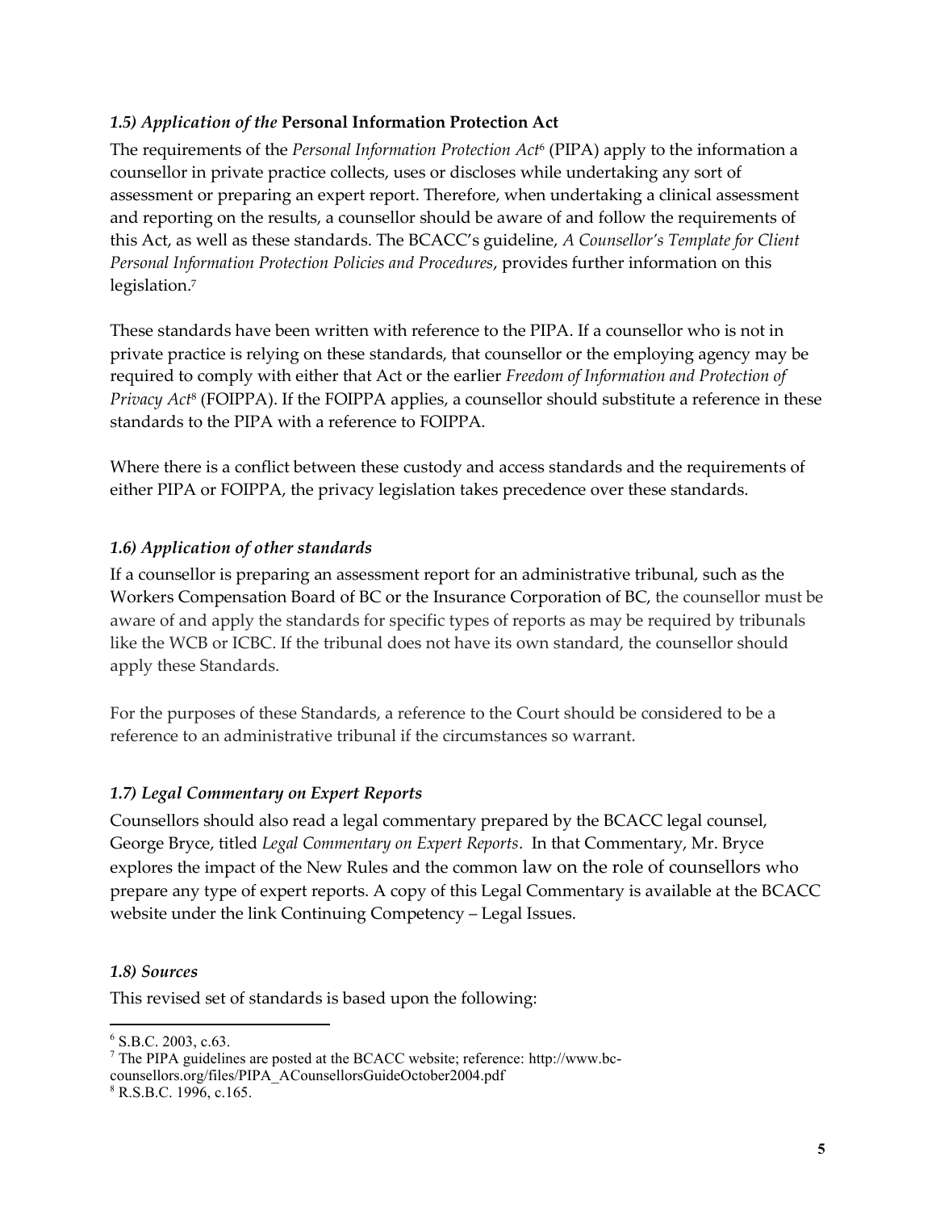### *1.5) Application of the* **Personal Information Protection Act**

The requirements of the *Personal Information Protection Act*[6] (PIPA) apply to the information a counsellor in private practice collects, uses or discloses while undertaking any sort of assessment or preparing an expert report. Therefore, when undertaking a clinical assessment and reporting on the results, a counsellor should be aware of and follow the requirements of this Act, as well as these standards. The BCACC's guideline, *A Counsellor's Template for Client Personal Information Protection Policies and Procedures*, provides further information on this legislation.[7]

These standards have been written with reference to the PIPA. If a counsellor who is not in private practice is relying on these standards, that counsellor or the employing agency may be required to comply with either that Act or the earlier *Freedom of Information and Protection of Privacy Act*[8] (FOIPPA). If the FOIPPA applies, a counsellor should substitute a reference in these standards to the PIPA with a reference to FOIPPA.

Where there is a conflict between these custody and access standards and the requirements of either PIPA or FOIPPA, the privacy legislation takes precedence over these standards.

### *1.6) Application of other standards*

If a counsellor is preparing an assessment report for an administrative tribunal, such as the Workers Compensation Board of BC or the Insurance Corporation of BC, the counsellor must be aware of and apply the standards for specific types of reports as may be required by tribunals like the WCB or ICBC. If the tribunal does not have its own standard, the counsellor should apply these Standards.

For the purposes of these Standards, a reference to the Court should be considered to be a reference to an administrative tribunal if the circumstances so warrant.

### *1.7) Legal Commentary on Expert Reports*

Counsellors should also read a legal commentary prepared by the BCACC legal counsel, George Bryce, titled *Legal Commentary on Expert Reports*. In that Commentary, Mr. Bryce explores the impact of the New Rules and the common law on the role of counsellors who prepare any type of expert reports. A copy of this Legal Commentary is available at the BCACC website under the link Continuing Competency – Legal Issues.

### *1.8) Sources*

This revised set of standards is based upon the following:

---

[6] S.B.C. 2003, c.63.

[7] The PIPA guidelines are posted at the BCACC website; reference: http://www.bc-counsellors.org/files/PIPA_ACounsellorsGuideOctober2004.pdf

[8] R.S.B.C. 1996, c.165.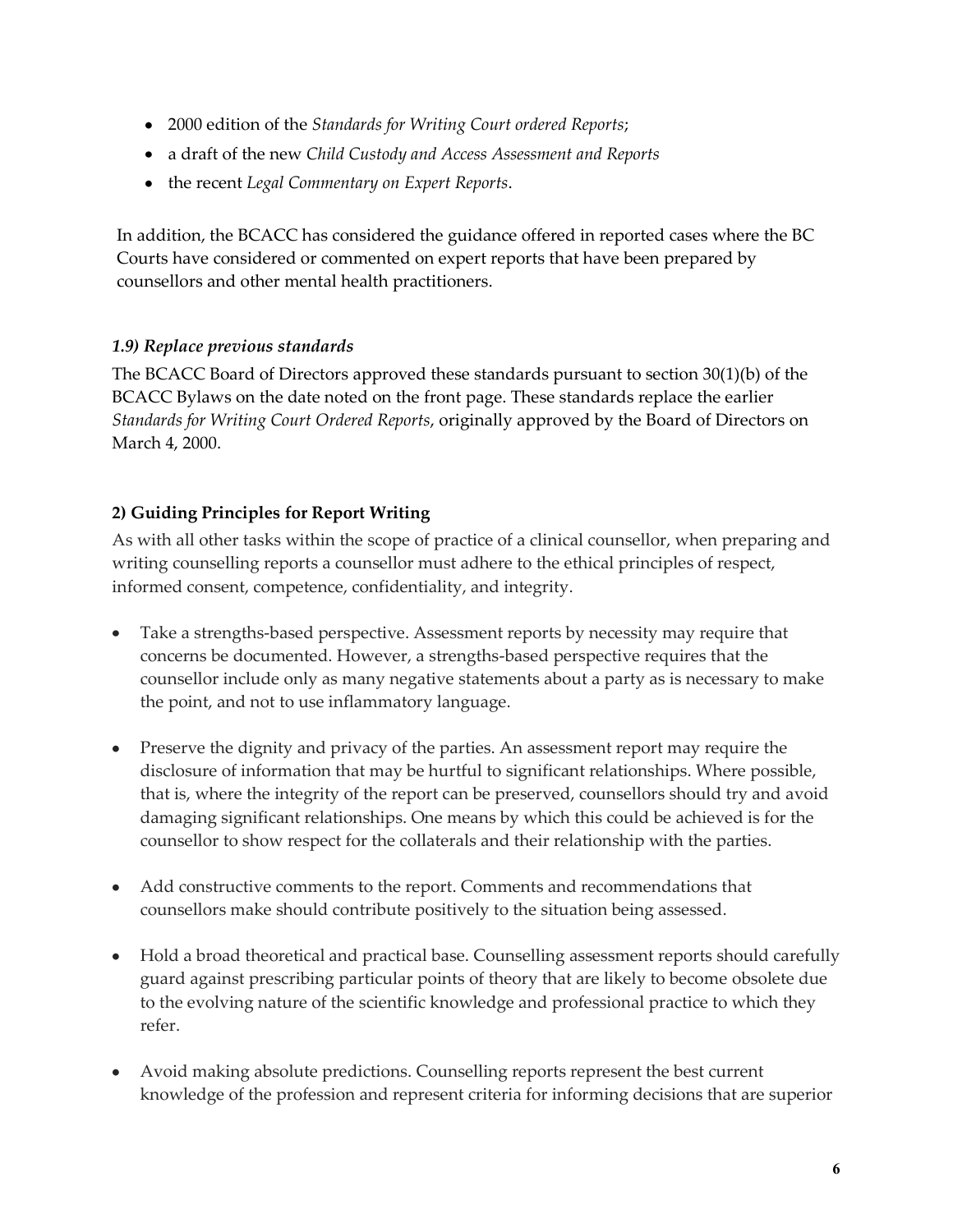- 2000 edition of the *Standards for Writing Court ordered Reports*;
- a draft of the new *Child Custody and Access Assessment and Reports*
- the recent *Legal Commentary on Expert Reports*.

In addition, the BCACC has considered the guidance offered in reported cases where the BC Courts have considered or commented on expert reports that have been prepared by counsellors and other mental health practitioners.

### *1.9) Replace previous standards*

The BCACC Board of Directors approved these standards pursuant to section 30(1)(b) of the BCACC Bylaws on the date noted on the front page. These standards replace the earlier *Standards for Writing Court Ordered Reports*, originally approved by the Board of Directors on March 4, 2000.

## **2) Guiding Principles for Report Writing**

As with all other tasks within the scope of practice of a clinical counsellor, when preparing and writing counselling reports a counsellor must adhere to the ethical principles of respect, informed consent, competence, confidentiality, and integrity.

- Take a strengths-based perspective. Assessment reports by necessity may require that concerns be documented. However, a strengths-based perspective requires that the counsellor include only as many negative statements about a party as is necessary to make the point, and not to use inflammatory language.

- Preserve the dignity and privacy of the parties. An assessment report may require the disclosure of information that may be hurtful to significant relationships. Where possible, that is, where the integrity of the report can be preserved, counsellors should try and avoid damaging significant relationships. One means by which this could be achieved is for the counsellor to show respect for the collaterals and their relationship with the parties.

- Add constructive comments to the report. Comments and recommendations that counsellors make should contribute positively to the situation being assessed.

- Hold a broad theoretical and practical base. Counselling assessment reports should carefully guard against prescribing particular points of theory that are likely to become obsolete due to the evolving nature of the scientific knowledge and professional practice to which they refer.

- Avoid making absolute predictions. Counselling reports represent the best current knowledge of the profession and represent criteria for informing decisions that are superior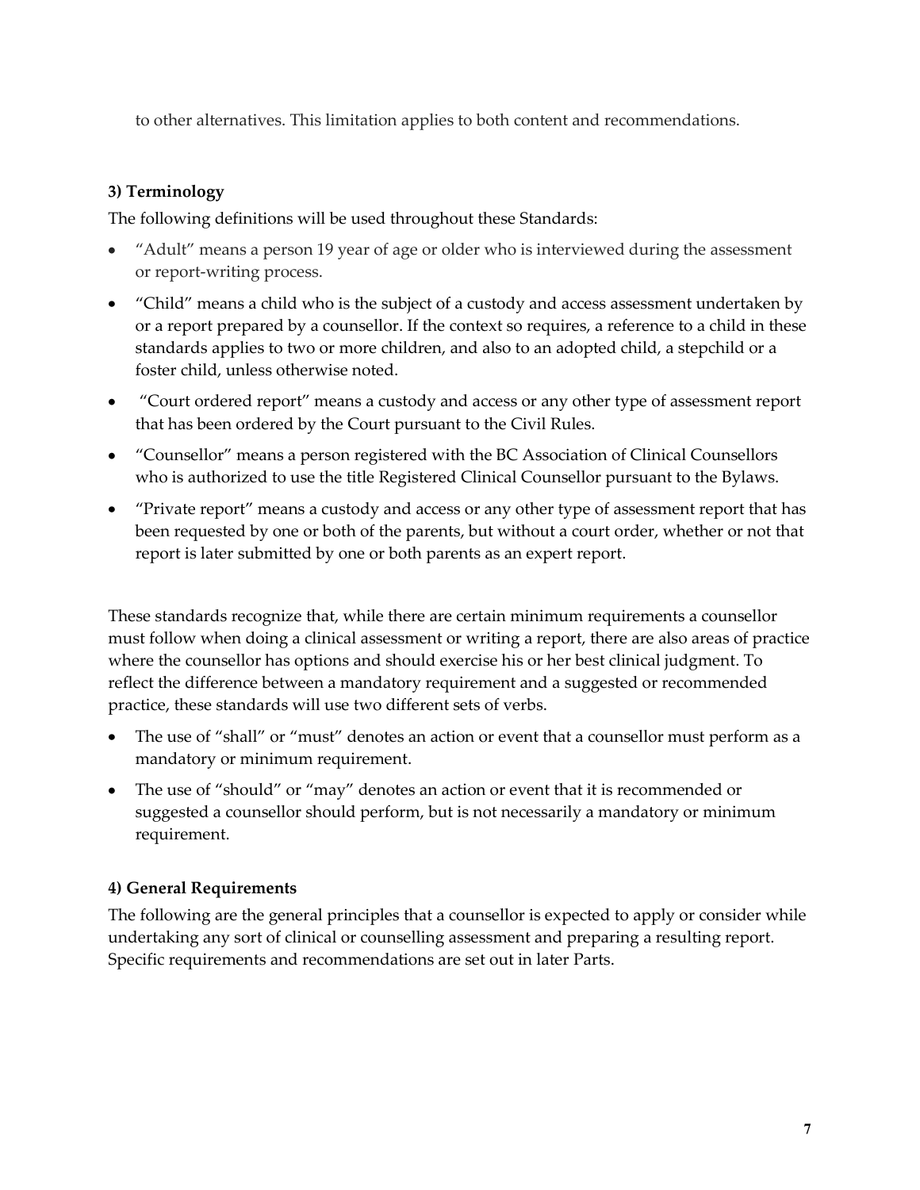to other alternatives. This limitation applies to both content and recommendations.

### 3) Terminology

The following definitions will be used throughout these Standards:

- "Adult" means a person 19 year of age or older who is interviewed during the assessment or report-writing process.
- "Child" means a child who is the subject of a custody and access assessment undertaken by or a report prepared by a counsellor. If the context so requires, a reference to a child in these standards applies to two or more children, and also to an adopted child, a stepchild or a foster child, unless otherwise noted.
- "Court ordered report" means a custody and access or any other type of assessment report that has been ordered by the Court pursuant to the Civil Rules.
- "Counsellor" means a person registered with the BC Association of Clinical Counsellors who is authorized to use the title Registered Clinical Counsellor pursuant to the Bylaws.
- "Private report" means a custody and access or any other type of assessment report that has been requested by one or both of the parents, but without a court order, whether or not that report is later submitted by one or both parents as an expert report.

These standards recognize that, while there are certain minimum requirements a counsellor must follow when doing a clinical assessment or writing a report, there are also areas of practice where the counsellor has options and should exercise his or her best clinical judgment. To reflect the difference between a mandatory requirement and a suggested or recommended practice, these standards will use two different sets of verbs.

- The use of "shall" or "must" denotes an action or event that a counsellor must perform as a mandatory or minimum requirement.
- The use of "should" or "may" denotes an action or event that it is recommended or suggested a counsellor should perform, but is not necessarily a mandatory or minimum requirement.

### 4) General Requirements

The following are the general principles that a counsellor is expected to apply or consider while undertaking any sort of clinical or counselling assessment and preparing a resulting report. Specific requirements and recommendations are set out in later Parts.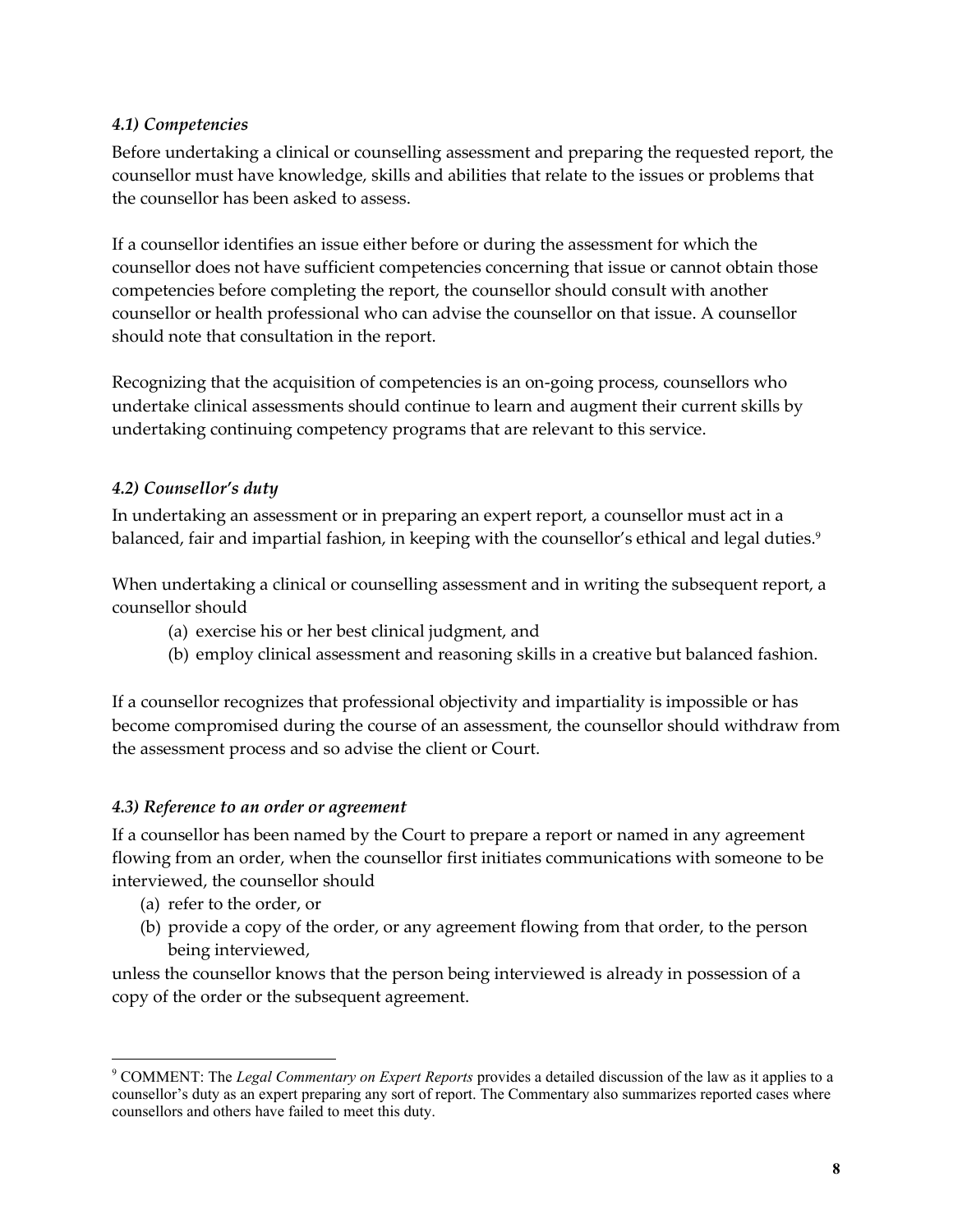### *4.1) Competencies*

Before undertaking a clinical or counselling assessment and preparing the requested report, the counsellor must have knowledge, skills and abilities that relate to the issues or problems that the counsellor has been asked to assess.

If a counsellor identifies an issue either before or during the assessment for which the counsellor does not have sufficient competencies concerning that issue or cannot obtain those competencies before completing the report, the counsellor should consult with another counsellor or health professional who can advise the counsellor on that issue. A counsellor should note that consultation in the report.

Recognizing that the acquisition of competencies is an on-going process, counsellors who undertake clinical assessments should continue to learn and augment their current skills by undertaking continuing competency programs that are relevant to this service.

### *4.2) Counsellor's duty*

In undertaking an assessment or in preparing an expert report, a counsellor must act in a balanced, fair and impartial fashion, in keeping with the counsellor's ethical and legal duties.[9]

When undertaking a clinical or counselling assessment and in writing the subsequent report, a counsellor should

(a) exercise his or her best clinical judgment, and
(b) employ clinical assessment and reasoning skills in a creative but balanced fashion.

If a counsellor recognizes that professional objectivity and impartiality is impossible or has become compromised during the course of an assessment, the counsellor should withdraw from the assessment process and so advise the client or Court.

### *4.3) Reference to an order or agreement*

If a counsellor has been named by the Court to prepare a report or named in any agreement flowing from an order, when the counsellor first initiates communications with someone to be interviewed, the counsellor should

(a) refer to the order, or
(b) provide a copy of the order, or any agreement flowing from that order, to the person being interviewed,

unless the counsellor knows that the person being interviewed is already in possession of a copy of the order or the subsequent agreement.

---

[9] COMMENT: The *Legal Commentary on Expert Reports* provides a detailed discussion of the law as it applies to a counsellor's duty as an expert preparing any sort of report. The Commentary also summarizes reported cases where counsellors and others have failed to meet this duty.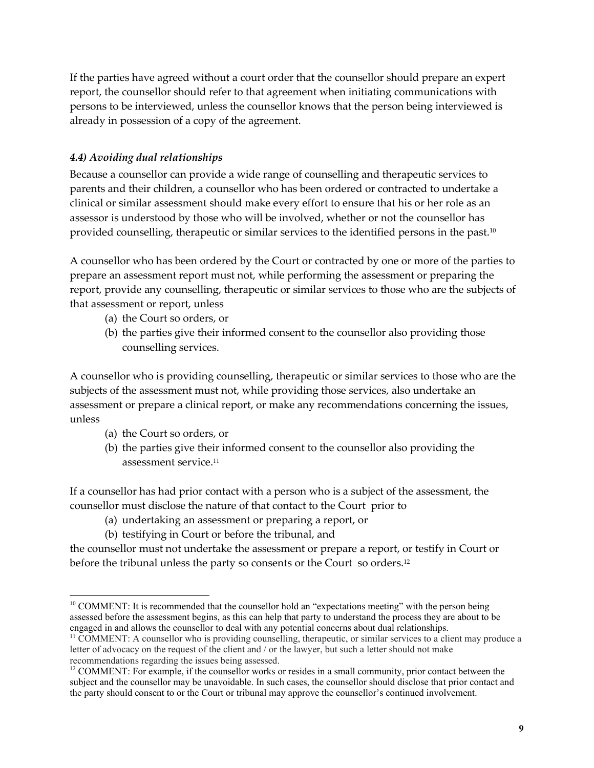If the parties have agreed without a court order that the counsellor should prepare an expert report, the counsellor should refer to that agreement when initiating communications with persons to be interviewed, unless the counsellor knows that the person being interviewed is already in possession of a copy of the agreement.

### *4.4) Avoiding dual relationships*

Because a counsellor can provide a wide range of counselling and therapeutic services to parents and their children, a counsellor who has been ordered or contracted to undertake a clinical or similar assessment should make every effort to ensure that his or her role as an assessor is understood by those who will be involved, whether or not the counsellor has provided counselling, therapeutic or similar services to the identified persons in the past.[10]

A counsellor who has been ordered by the Court or contracted by one or more of the parties to prepare an assessment report must not, while performing the assessment or preparing the report, provide any counselling, therapeutic or similar services to those who are the subjects of that assessment or report, unless

(a) the Court so orders, or
(b) the parties give their informed consent to the counsellor also providing those counselling services.

A counsellor who is providing counselling, therapeutic or similar services to those who are the subjects of the assessment must not, while providing those services, also undertake an assessment or prepare a clinical report, or make any recommendations concerning the issues, unless

(a) the Court so orders, or
(b) the parties give their informed consent to the counsellor also providing the assessment service.[11]

If a counsellor has had prior contact with a person who is a subject of the assessment, the counsellor must disclose the nature of that contact to the Court prior to

(a) undertaking an assessment or preparing a report, or
(b) testifying in Court or before the tribunal, and

the counsellor must not undertake the assessment or prepare a report, or testify in Court or before the tribunal unless the party so consents or the Court so orders.[12]

---

[10] COMMENT: It is recommended that the counsellor hold an "expectations meeting" with the person being assessed before the assessment begins, as this can help that party to understand the process they are about to be engaged in and allows the counsellor to deal with any potential concerns about dual relationships.

[11] COMMENT: A counsellor who is providing counselling, therapeutic, or similar services to a client may produce a letter of advocacy on the request of the client and / or the lawyer, but such a letter should not make recommendations regarding the issues being assessed.

[12] COMMENT: For example, if the counsellor works or resides in a small community, prior contact between the subject and the counsellor may be unavoidable. In such cases, the counsellor should disclose that prior contact and the party should consent to or the Court or tribunal may approve the counsellor's continued involvement.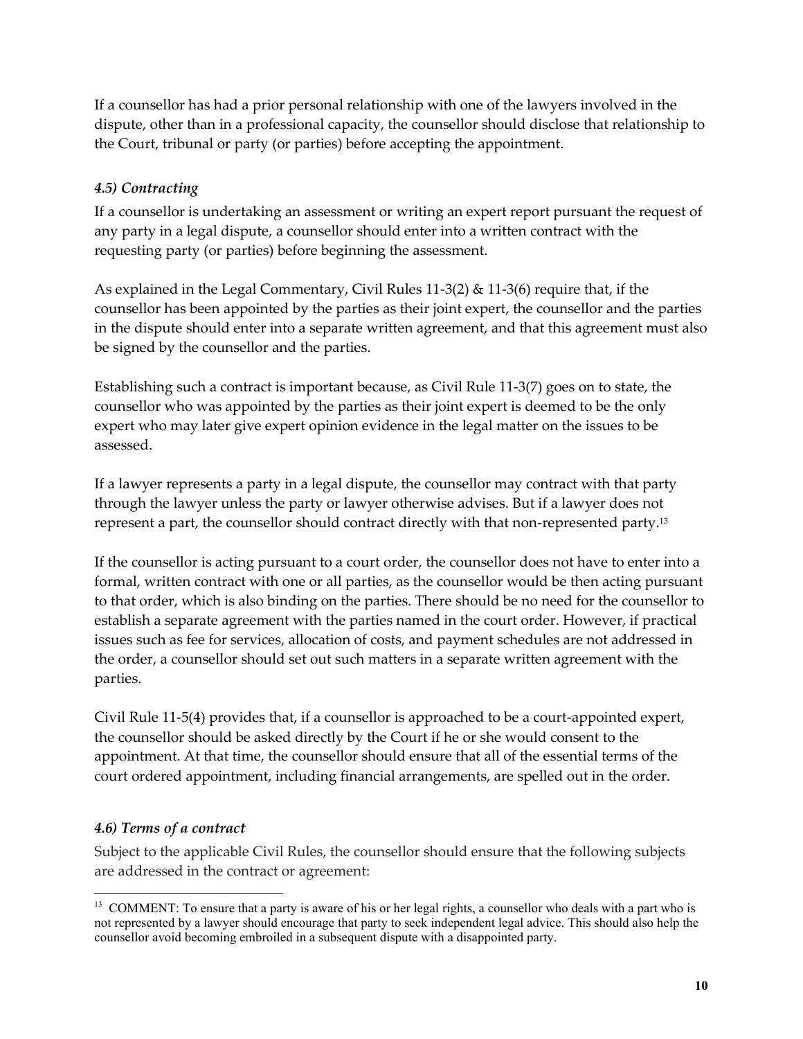If a counsellor has had a prior personal relationship with one of the lawyers involved in the dispute, other than in a professional capacity, the counsellor should disclose that relationship to the Court, tribunal or party (or parties) before accepting the appointment.

### *4.5) Contracting*

If a counsellor is undertaking an assessment or writing an expert report pursuant the request of any party in a legal dispute, a counsellor should enter into a written contract with the requesting party (or parties) before beginning the assessment.

As explained in the Legal Commentary, Civil Rules 11-3(2) & 11-3(6) require that, if the counsellor has been appointed by the parties as their joint expert, the counsellor and the parties in the dispute should enter into a separate written agreement, and that this agreement must also be signed by the counsellor and the parties.

Establishing such a contract is important because, as Civil Rule 11-3(7) goes on to state, the counsellor who was appointed by the parties as their joint expert is deemed to be the only expert who may later give expert opinion evidence in the legal matter on the issues to be assessed.

If a lawyer represents a party in a legal dispute, the counsellor may contract with that party through the lawyer unless the party or lawyer otherwise advises. But if a lawyer does not represent a part, the counsellor should contract directly with that non-represented party.[13]

If the counsellor is acting pursuant to a court order, the counsellor does not have to enter into a formal, written contract with one or all parties, as the counsellor would be then acting pursuant to that order, which is also binding on the parties. There should be no need for the counsellor to establish a separate agreement with the parties named in the court order. However, if practical issues such as fee for services, allocation of costs, and payment schedules are not addressed in the order, a counsellor should set out such matters in a separate written agreement with the parties.

Civil Rule 11-5(4) provides that, if a counsellor is approached to be a court-appointed expert, the counsellor should be asked directly by the Court if he or she would consent to the appointment. At that time, the counsellor should ensure that all of the essential terms of the court ordered appointment, including financial arrangements, are spelled out in the order.

### *4.6) Terms of a contract*

Subject to the applicable Civil Rules, the counsellor should ensure that the following subjects are addressed in the contract or agreement:

---

[13] COMMENT: To ensure that a party is aware of his or her legal rights, a counsellor who deals with a part who is not represented by a lawyer should encourage that party to seek independent legal advice. This should also help the counsellor avoid becoming embroiled in a subsequent dispute with a disappointed party.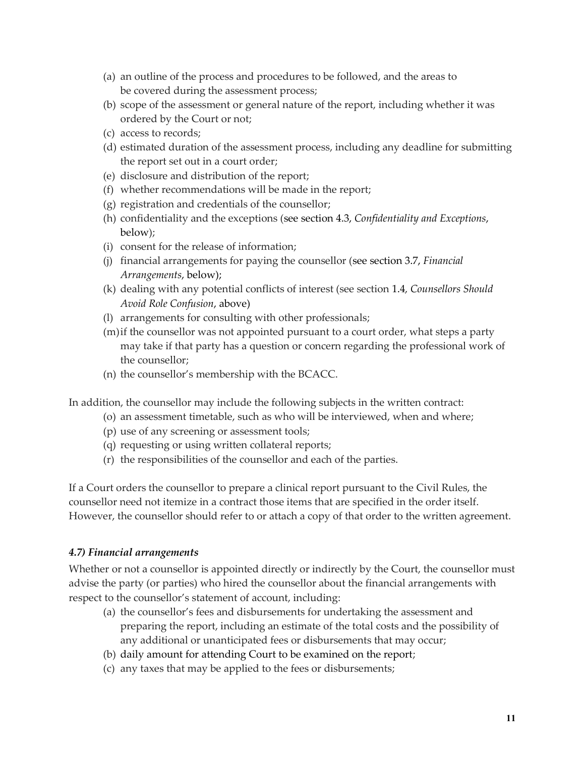(a) an outline of the process and procedures to be followed, and the areas to be covered during the assessment process;
(b) scope of the assessment or general nature of the report, including whether it was ordered by the Court or not;
(c) access to records;
(d) estimated duration of the assessment process, including any deadline for submitting the report set out in a court order;
(e) disclosure and distribution of the report;
(f) whether recommendations will be made in the report;
(g) registration and credentials of the counsellor;
(h) confidentiality and the exceptions (see section 4.3, *Confidentiality and Exceptions*, below);
(i) consent for the release of information;
(j) financial arrangements for paying the counsellor (see section 3.7, *Financial Arrangements*, below);
(k) dealing with any potential conflicts of interest (see section 1.4, *Counsellors Should Avoid Role Confusion*, above)
(l) arrangements for consulting with other professionals;
(m) if the counsellor was not appointed pursuant to a court order, what steps a party may take if that party has a question or concern regarding the professional work of the counsellor;
(n) the counsellor's membership with the BCACC.

In addition, the counsellor may include the following subjects in the written contract:

(o) an assessment timetable, such as who will be interviewed, when and where;
(p) use of any screening or assessment tools;
(q) requesting or using written collateral reports;
(r) the responsibilities of the counsellor and each of the parties.

If a Court orders the counsellor to prepare a clinical report pursuant to the Civil Rules, the counsellor need not itemize in a contract those items that are specified in the order itself. However, the counsellor should refer to or attach a copy of that order to the written agreement.

#### *4.7) Financial arrangements*

Whether or not a counsellor is appointed directly or indirectly by the Court, the counsellor must advise the party (or parties) who hired the counsellor about the financial arrangements with respect to the counsellor's statement of account, including:

(a) the counsellor's fees and disbursements for undertaking the assessment and preparing the report, including an estimate of the total costs and the possibility of any additional or unanticipated fees or disbursements that may occur;
(b) daily amount for attending Court to be examined on the report;
(c) any taxes that may be applied to the fees or disbursements;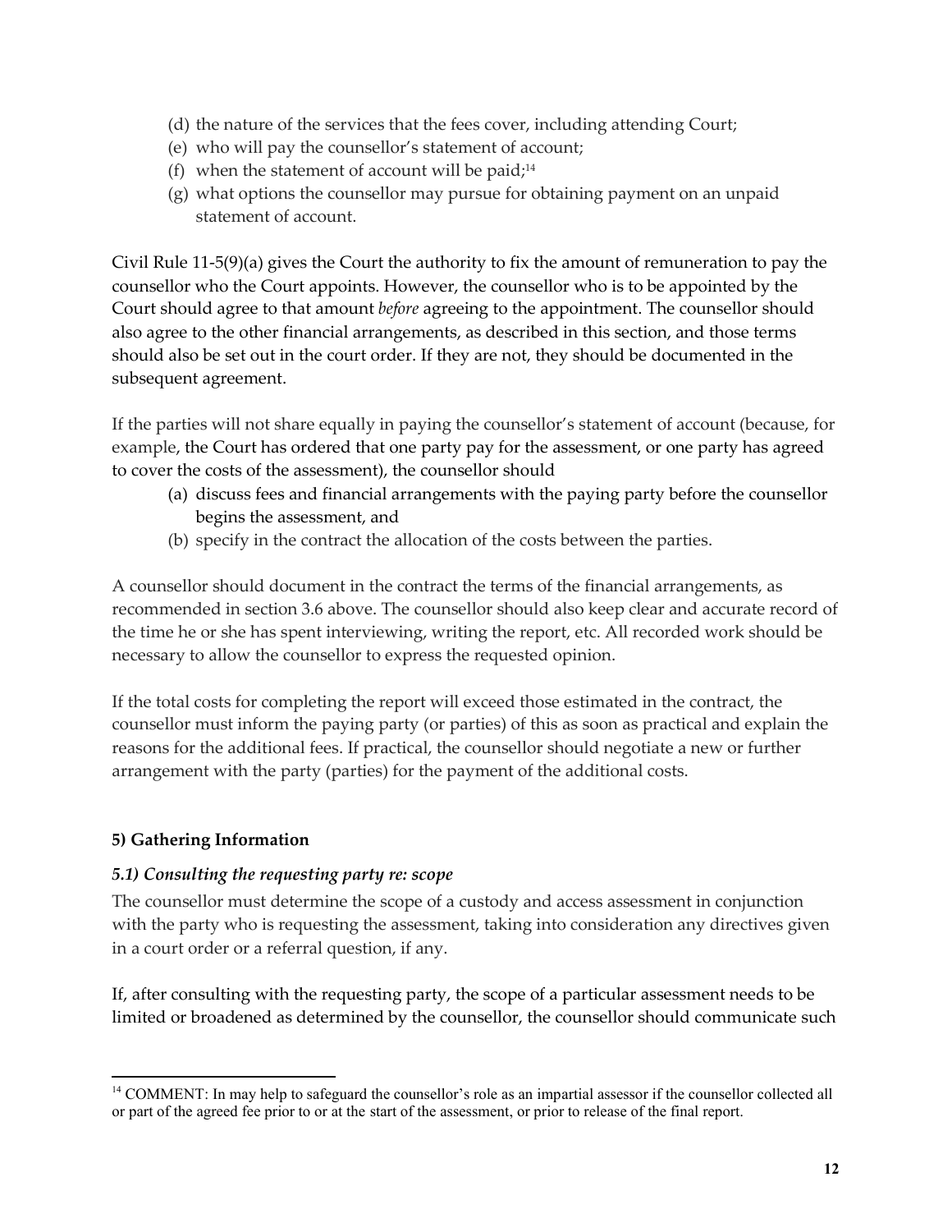(d) the nature of the services that the fees cover, including attending Court;
(e) who will pay the counsellor's statement of account;
(f) when the statement of account will be paid;[14]
(g) what options the counsellor may pursue for obtaining payment on an unpaid statement of account.

Civil Rule 11-5(9)(a) gives the Court the authority to fix the amount of remuneration to pay the counsellor who the Court appoints. However, the counsellor who is to be appointed by the Court should agree to that amount *before* agreeing to the appointment. The counsellor should also agree to the other financial arrangements, as described in this section, and those terms should also be set out in the court order. If they are not, they should be documented in the subsequent agreement.

If the parties will not share equally in paying the counsellor's statement of account (because, for example, the Court has ordered that one party pay for the assessment, or one party has agreed to cover the costs of the assessment), the counsellor should

(a) discuss fees and financial arrangements with the paying party before the counsellor begins the assessment, and
(b) specify in the contract the allocation of the costs between the parties.

A counsellor should document in the contract the terms of the financial arrangements, as recommended in section 3.6 above. The counsellor should also keep clear and accurate record of the time he or she has spent interviewing, writing the report, etc. All recorded work should be necessary to allow the counsellor to express the requested opinion.

If the total costs for completing the report will exceed those estimated in the contract, the counsellor must inform the paying party (or parties) of this as soon as practical and explain the reasons for the additional fees. If practical, the counsellor should negotiate a new or further arrangement with the party (parties) for the payment of the additional costs.

## 5) Gathering Information

### *5.1) Consulting the requesting party re: scope*

The counsellor must determine the scope of a custody and access assessment in conjunction with the party who is requesting the assessment, taking into consideration any directives given in a court order or a referral question, if any.

If, after consulting with the requesting party, the scope of a particular assessment needs to be limited or broadened as determined by the counsellor, the counsellor should communicate such

---

[14] COMMENT: In may help to safeguard the counsellor's role as an impartial assessor if the counsellor collected all or part of the agreed fee prior to or at the start of the assessment, or prior to release of the final report.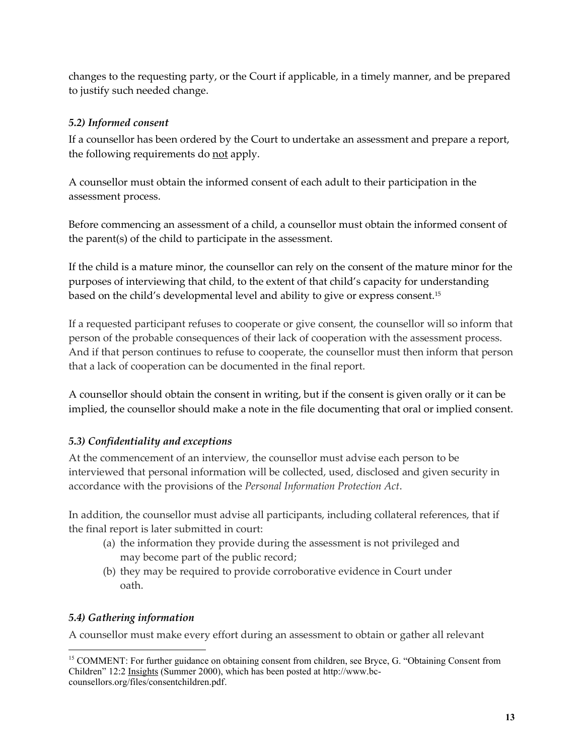changes to the requesting party, or the Court if applicable, in a timely manner, and be prepared to justify such needed change.

### *5.2) Informed consent*

If a counsellor has been ordered by the Court to undertake an assessment and prepare a report, the following requirements do <u>not</u> apply.

A counsellor must obtain the informed consent of each adult to their participation in the assessment process.

Before commencing an assessment of a child, a counsellor must obtain the informed consent of the parent(s) of the child to participate in the assessment.

If the child is a mature minor, the counsellor can rely on the consent of the mature minor for the purposes of interviewing that child, to the extent of that child's capacity for understanding based on the child's developmental level and ability to give or express consent.[15]

If a requested participant refuses to cooperate or give consent, the counsellor will so inform that person of the probable consequences of their lack of cooperation with the assessment process. And if that person continues to refuse to cooperate, the counsellor must then inform that person that a lack of cooperation can be documented in the final report.

A counsellor should obtain the consent in writing, but if the consent is given orally or it can be implied, the counsellor should make a note in the file documenting that oral or implied consent.

### *5.3) Confidentiality and exceptions*

At the commencement of an interview, the counsellor must advise each person to be interviewed that personal information will be collected, used, disclosed and given security in accordance with the provisions of the *Personal Information Protection Act*.

In addition, the counsellor must advise all participants, including collateral references, that if the final report is later submitted in court:

(a) the information they provide during the assessment is not privileged and may become part of the public record;
(b) they may be required to provide corroborative evidence in Court under oath.

### *5.4) Gathering information*

A counsellor must make every effort during an assessment to obtain or gather all relevant

---

[15] COMMENT: For further guidance on obtaining consent from children, see Bryce, G. "Obtaining Consent from Children" 12:2 <u>Insights</u> (Summer 2000), which has been posted at http://www.bc-counsellors.org/files/consentchildren.pdf.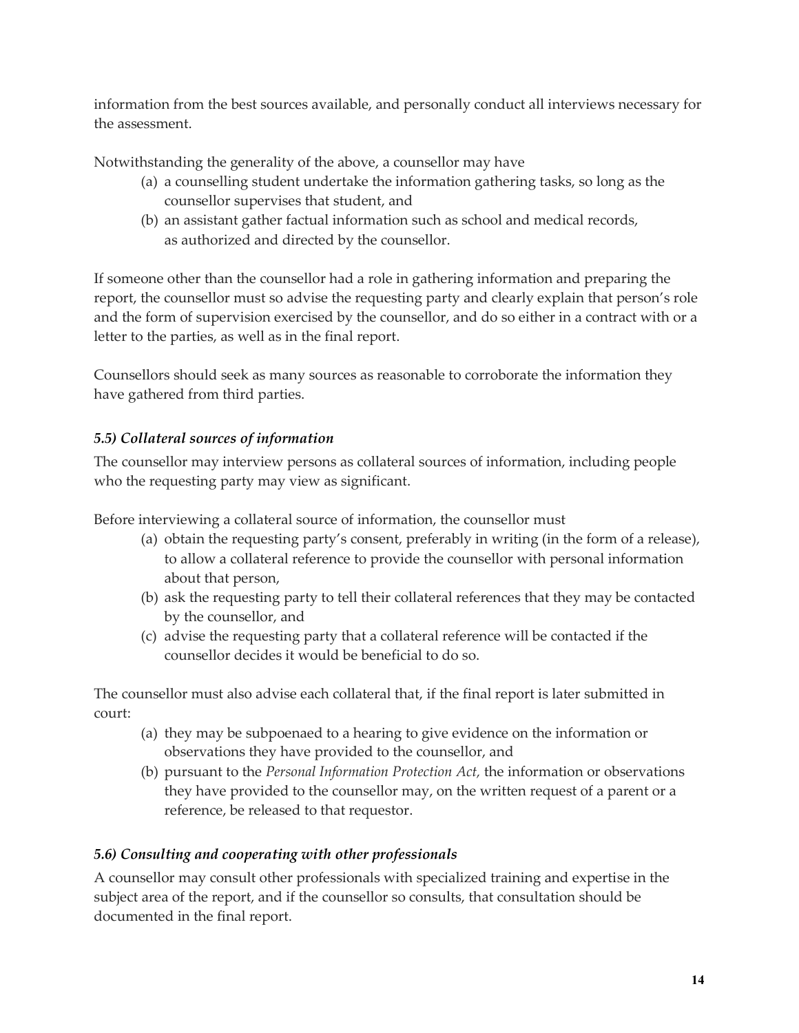information from the best sources available, and personally conduct all interviews necessary for the assessment.

Notwithstanding the generality of the above, a counsellor may have

(a) a counselling student undertake the information gathering tasks, so long as the counsellor supervises that student, and
(b) an assistant gather factual information such as school and medical records, as authorized and directed by the counsellor.

If someone other than the counsellor had a role in gathering information and preparing the report, the counsellor must so advise the requesting party and clearly explain that person's role and the form of supervision exercised by the counsellor, and do so either in a contract with or a letter to the parties, as well as in the final report.

Counsellors should seek as many sources as reasonable to corroborate the information they have gathered from third parties.

### *5.5) Collateral sources of information*

The counsellor may interview persons as collateral sources of information, including people who the requesting party may view as significant.

Before interviewing a collateral source of information, the counsellor must

(a) obtain the requesting party's consent, preferably in writing (in the form of a release), to allow a collateral reference to provide the counsellor with personal information about that person,
(b) ask the requesting party to tell their collateral references that they may be contacted by the counsellor, and
(c) advise the requesting party that a collateral reference will be contacted if the counsellor decides it would be beneficial to do so.

The counsellor must also advise each collateral that, if the final report is later submitted in court:

(a) they may be subpoenaed to a hearing to give evidence on the information or observations they have provided to the counsellor, and
(b) pursuant to the *Personal Information Protection Act,* the information or observations they have provided to the counsellor may, on the written request of a parent or a reference, be released to that requestor.

### *5.6) Consulting and cooperating with other professionals*

A counsellor may consult other professionals with specialized training and expertise in the subject area of the report, and if the counsellor so consults, that consultation should be documented in the final report.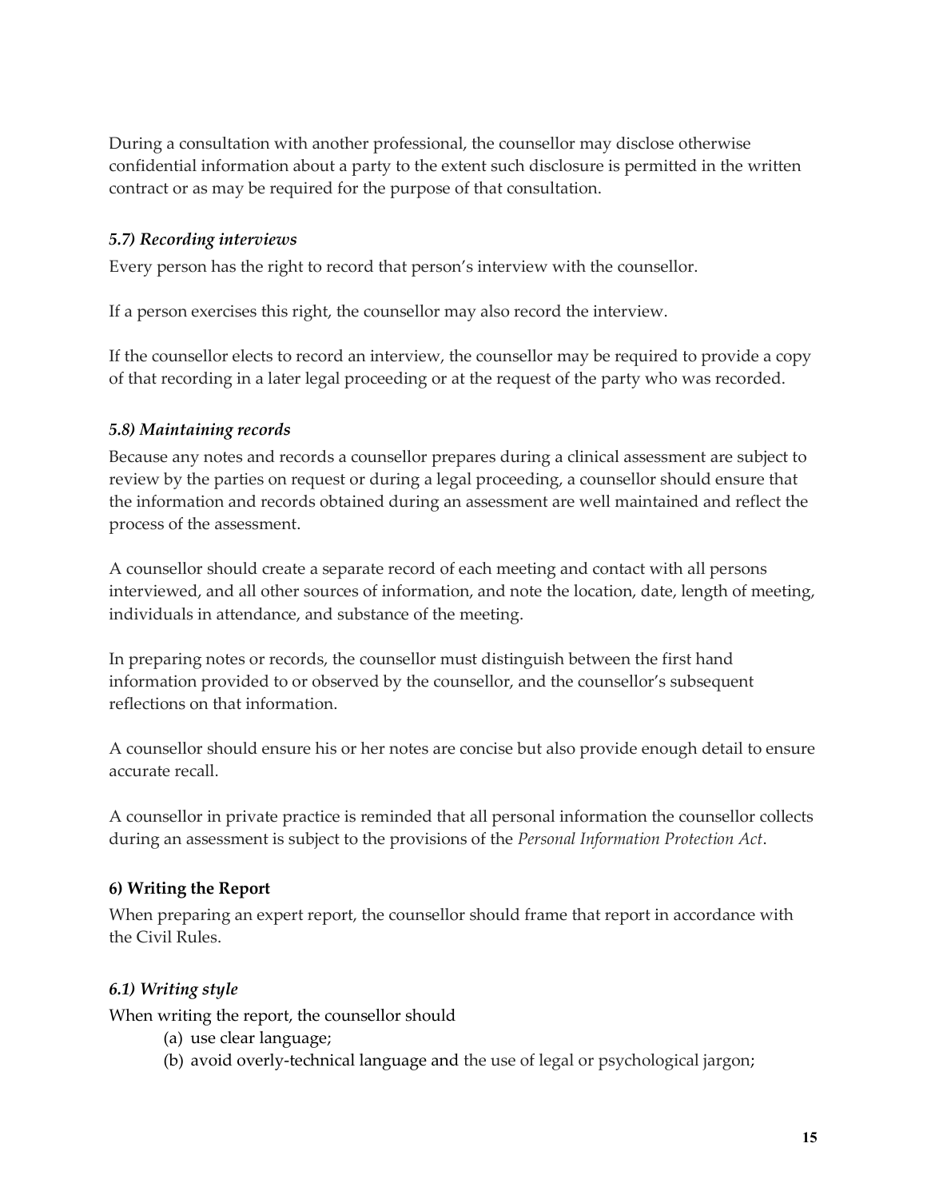During a consultation with another professional, the counsellor may disclose otherwise confidential information about a party to the extent such disclosure is permitted in the written contract or as may be required for the purpose of that consultation.

### *5.7) Recording interviews*

Every person has the right to record that person's interview with the counsellor.

If a person exercises this right, the counsellor may also record the interview.

If the counsellor elects to record an interview, the counsellor may be required to provide a copy of that recording in a later legal proceeding or at the request of the party who was recorded.

### *5.8) Maintaining records*

Because any notes and records a counsellor prepares during a clinical assessment are subject to review by the parties on request or during a legal proceeding, a counsellor should ensure that the information and records obtained during an assessment are well maintained and reflect the process of the assessment.

A counsellor should create a separate record of each meeting and contact with all persons interviewed, and all other sources of information, and note the location, date, length of meeting, individuals in attendance, and substance of the meeting.

In preparing notes or records, the counsellor must distinguish between the first hand information provided to or observed by the counsellor, and the counsellor's subsequent reflections on that information.

A counsellor should ensure his or her notes are concise but also provide enough detail to ensure accurate recall.

A counsellor in private practice is reminded that all personal information the counsellor collects during an assessment is subject to the provisions of the *Personal Information Protection Act*.

## 6) Writing the Report

When preparing an expert report, the counsellor should frame that report in accordance with the Civil Rules.

### *6.1) Writing style*

When writing the report, the counsellor should

(a) use clear language;
(b) avoid overly-technical language and the use of legal or psychological jargon;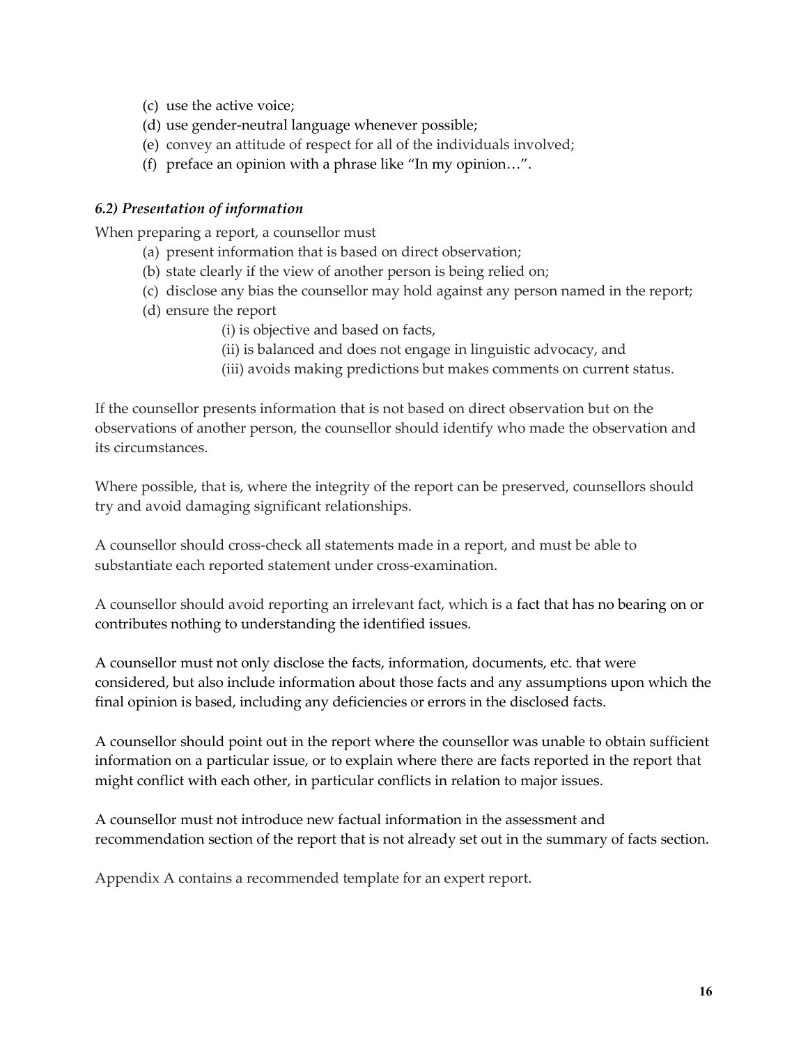(c) use the active voice;
(d) use gender-neutral language whenever possible;
(e) convey an attitude of respect for all of the individuals involved;
(f) preface an opinion with a phrase like "In my opinion…".

### *6.2) Presentation of information*

When preparing a report, a counsellor must

(a) present information that is based on direct observation;
(b) state clearly if the view of another person is being relied on;
(c) disclose any bias the counsellor may hold against any person named in the report;
(d) ensure the report
  (i) is objective and based on facts,
  (ii) is balanced and does not engage in linguistic advocacy, and
  (iii) avoids making predictions but makes comments on current status.

If the counsellor presents information that is not based on direct observation but on the observations of another person, the counsellor should identify who made the observation and its circumstances.

Where possible, that is, where the integrity of the report can be preserved, counsellors should try and avoid damaging significant relationships.

A counsellor should cross-check all statements made in a report, and must be able to substantiate each reported statement under cross-examination.

A counsellor should avoid reporting an irrelevant fact, which is a fact that has no bearing on or contributes nothing to understanding the identified issues.

A counsellor must not only disclose the facts, information, documents, etc. that were considered, but also include information about those facts and any assumptions upon which the final opinion is based, including any deficiencies or errors in the disclosed facts.

A counsellor should point out in the report where the counsellor was unable to obtain sufficient information on a particular issue, or to explain where there are facts reported in the report that might conflict with each other, in particular conflicts in relation to major issues.

A counsellor must not introduce new factual information in the assessment and recommendation section of the report that is not already set out in the summary of facts section.

Appendix A contains a recommended template for an expert report.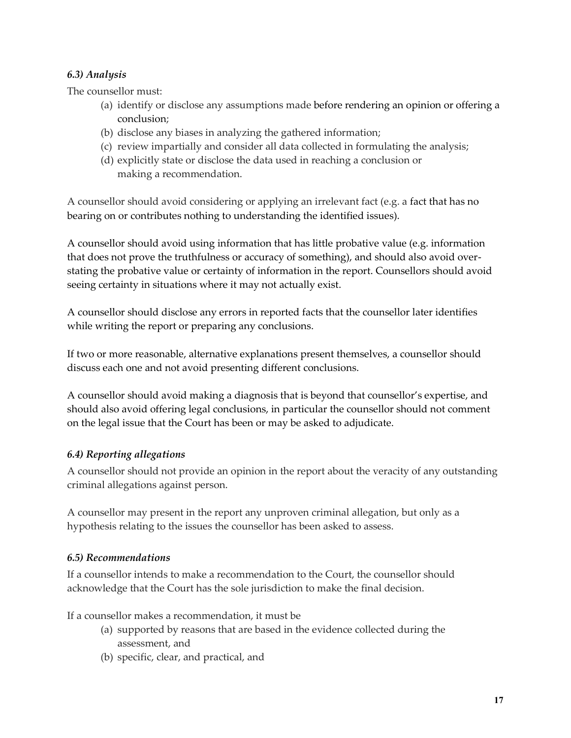### *6.3) Analysis*

The counsellor must:

(a) identify or disclose any assumptions made before rendering an opinion or offering a conclusion;
(b) disclose any biases in analyzing the gathered information;
(c) review impartially and consider all data collected in formulating the analysis;
(d) explicitly state or disclose the data used in reaching a conclusion or making a recommendation.

A counsellor should avoid considering or applying an irrelevant fact (e.g. a fact that has no bearing on or contributes nothing to understanding the identified issues).

A counsellor should avoid using information that has little probative value (e.g. information that does not prove the truthfulness or accuracy of something), and should also avoid over-stating the probative value or certainty of information in the report. Counsellors should avoid seeing certainty in situations where it may not actually exist.

A counsellor should disclose any errors in reported facts that the counsellor later identifies while writing the report or preparing any conclusions.

If two or more reasonable, alternative explanations present themselves, a counsellor should discuss each one and not avoid presenting different conclusions.

A counsellor should avoid making a diagnosis that is beyond that counsellor's expertise, and should also avoid offering legal conclusions, in particular the counsellor should not comment on the legal issue that the Court has been or may be asked to adjudicate.

### *6.4) Reporting allegations*

A counsellor should not provide an opinion in the report about the veracity of any outstanding criminal allegations against person.

A counsellor may present in the report any unproven criminal allegation, but only as a hypothesis relating to the issues the counsellor has been asked to assess.

### *6.5) Recommendations*

If a counsellor intends to make a recommendation to the Court, the counsellor should acknowledge that the Court has the sole jurisdiction to make the final decision.

If a counsellor makes a recommendation, it must be

(a) supported by reasons that are based in the evidence collected during the assessment, and
(b) specific, clear, and practical, and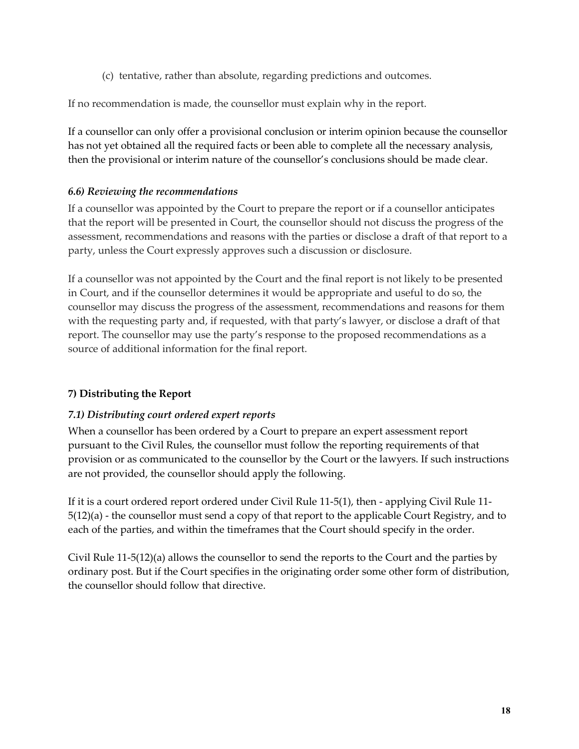(c) tentative, rather than absolute, regarding predictions and outcomes.

If no recommendation is made, the counsellor must explain why in the report.

If a counsellor can only offer a provisional conclusion or interim opinion because the counsellor has not yet obtained all the required facts or been able to complete all the necessary analysis, then the provisional or interim nature of the counsellor's conclusions should be made clear.

### *6.6) Reviewing the recommendations*

If a counsellor was appointed by the Court to prepare the report or if a counsellor anticipates that the report will be presented in Court, the counsellor should not discuss the progress of the assessment, recommendations and reasons with the parties or disclose a draft of that report to a party, unless the Court expressly approves such a discussion or disclosure.

If a counsellor was not appointed by the Court and the final report is not likely to be presented in Court, and if the counsellor determines it would be appropriate and useful to do so, the counsellor may discuss the progress of the assessment, recommendations and reasons for them with the requesting party and, if requested, with that party's lawyer, or disclose a draft of that report. The counsellor may use the party's response to the proposed recommendations as a source of additional information for the final report.

## 7) Distributing the Report

### *7.1) Distributing court ordered expert reports*

When a counsellor has been ordered by a Court to prepare an expert assessment report pursuant to the Civil Rules, the counsellor must follow the reporting requirements of that provision or as communicated to the counsellor by the Court or the lawyers. If such instructions are not provided, the counsellor should apply the following.

If it is a court ordered report ordered under Civil Rule 11-5(1), then - applying Civil Rule 11-5(12)(a) - the counsellor must send a copy of that report to the applicable Court Registry, and to each of the parties, and within the timeframes that the Court should specify in the order.

Civil Rule 11-5(12)(a) allows the counsellor to send the reports to the Court and the parties by ordinary post. But if the Court specifies in the originating order some other form of distribution, the counsellor should follow that directive.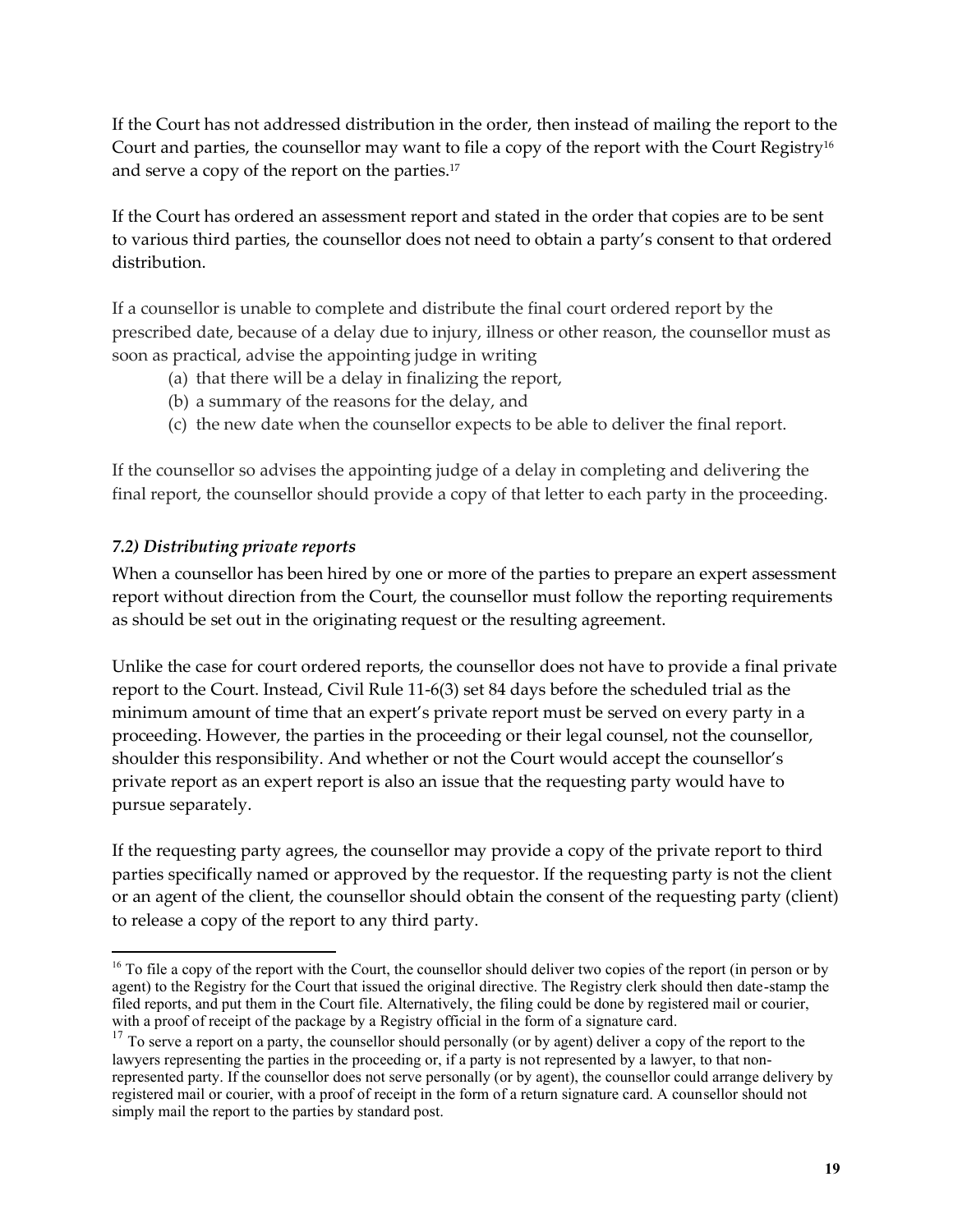If the Court has not addressed distribution in the order, then instead of mailing the report to the Court and parties, the counsellor may want to file a copy of the report with the Court Registry[16] and serve a copy of the report on the parties.[17]

If the Court has ordered an assessment report and stated in the order that copies are to be sent to various third parties, the counsellor does not need to obtain a party's consent to that ordered distribution.

If a counsellor is unable to complete and distribute the final court ordered report by the prescribed date, because of a delay due to injury, illness or other reason, the counsellor must as soon as practical, advise the appointing judge in writing

(a) that there will be a delay in finalizing the report,
(b) a summary of the reasons for the delay, and
(c) the new date when the counsellor expects to be able to deliver the final report.

If the counsellor so advises the appointing judge of a delay in completing and delivering the final report, the counsellor should provide a copy of that letter to each party in the proceeding.

### *7.2) Distributing private reports*

When a counsellor has been hired by one or more of the parties to prepare an expert assessment report without direction from the Court, the counsellor must follow the reporting requirements as should be set out in the originating request or the resulting agreement.

Unlike the case for court ordered reports, the counsellor does not have to provide a final private report to the Court. Instead, Civil Rule 11-6(3) set 84 days before the scheduled trial as the minimum amount of time that an expert's private report must be served on every party in a proceeding. However, the parties in the proceeding or their legal counsel, not the counsellor, shoulder this responsibility. And whether or not the Court would accept the counsellor's private report as an expert report is also an issue that the requesting party would have to pursue separately.

If the requesting party agrees, the counsellor may provide a copy of the private report to third parties specifically named or approved by the requestor. If the requesting party is not the client or an agent of the client, the counsellor should obtain the consent of the requesting party (client) to release a copy of the report to any third party.

---

[16] To file a copy of the report with the Court, the counsellor should deliver two copies of the report (in person or by agent) to the Registry for the Court that issued the original directive. The Registry clerk should then date-stamp the filed reports, and put them in the Court file. Alternatively, the filing could be done by registered mail or courier, with a proof of receipt of the package by a Registry official in the form of a signature card.

[17] To serve a report on a party, the counsellor should personally (or by agent) deliver a copy of the report to the lawyers representing the parties in the proceeding or, if a party is not represented by a lawyer, to that non-represented party. If the counsellor does not serve personally (or by agent), the counsellor could arrange delivery by registered mail or courier, with a proof of receipt in the form of a return signature card. A counsellor should not simply mail the report to the parties by standard post.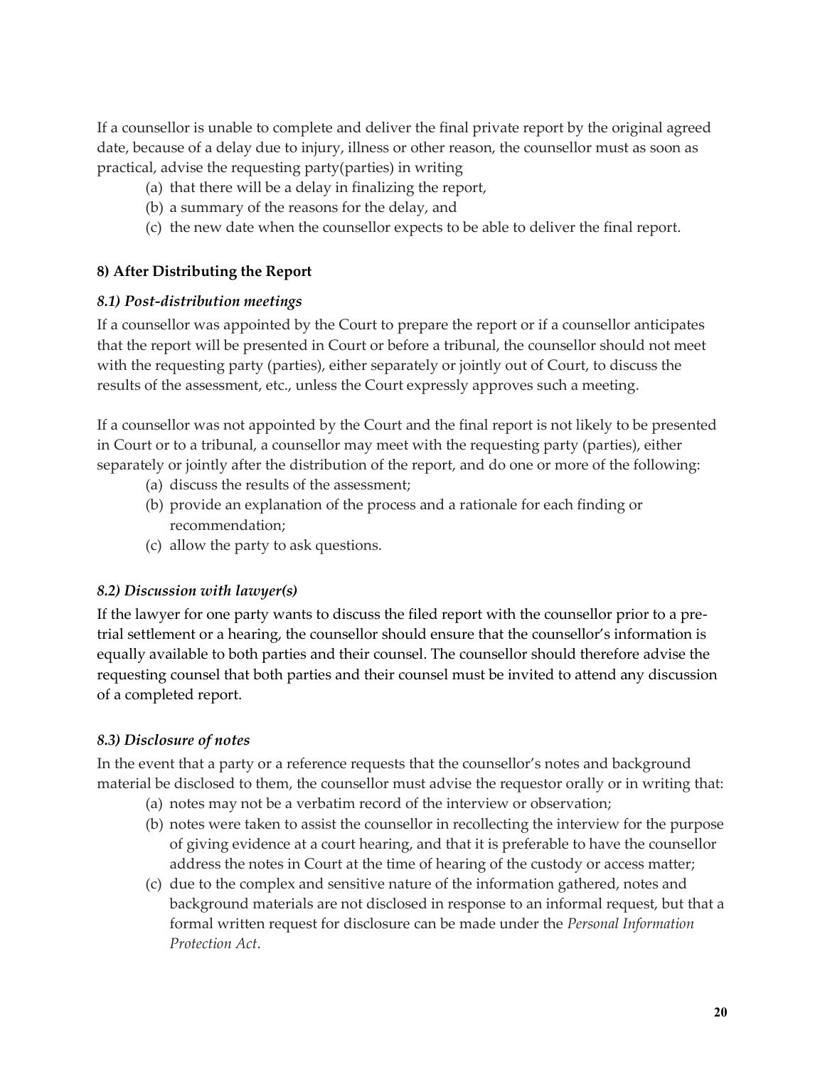If a counsellor is unable to complete and deliver the final private report by the original agreed date, because of a delay due to injury, illness or other reason, the counsellor must as soon as practical, advise the requesting party(parties) in writing

(a) that there will be a delay in finalizing the report,
(b) a summary of the reasons for the delay, and
(c) the new date when the counsellor expects to be able to deliver the final report.

## 8) After Distributing the Report

### *8.1) Post-distribution meetings*

If a counsellor was appointed by the Court to prepare the report or if a counsellor anticipates that the report will be presented in Court or before a tribunal, the counsellor should not meet with the requesting party (parties), either separately or jointly out of Court, to discuss the results of the assessment, etc., unless the Court expressly approves such a meeting.

If a counsellor was not appointed by the Court and the final report is not likely to be presented in Court or to a tribunal, a counsellor may meet with the requesting party (parties), either separately or jointly after the distribution of the report, and do one or more of the following:

(a) discuss the results of the assessment;
(b) provide an explanation of the process and a rationale for each finding or recommendation;
(c) allow the party to ask questions.

### *8.2) Discussion with lawyer(s)*

If the lawyer for one party wants to discuss the filed report with the counsellor prior to a pre-trial settlement or a hearing, the counsellor should ensure that the counsellor's information is equally available to both parties and their counsel. The counsellor should therefore advise the requesting counsel that both parties and their counsel must be invited to attend any discussion of a completed report.

### *8.3) Disclosure of notes*

In the event that a party or a reference requests that the counsellor's notes and background material be disclosed to them, the counsellor must advise the requestor orally or in writing that:

(a) notes may not be a verbatim record of the interview or observation;
(b) notes were taken to assist the counsellor in recollecting the interview for the purpose of giving evidence at a court hearing, and that it is preferable to have the counsellor address the notes in Court at the time of hearing of the custody or access matter;
(c) due to the complex and sensitive nature of the information gathered, notes and background materials are not disclosed in response to an informal request, but that a formal written request for disclosure can be made under the *Personal Information Protection Act*.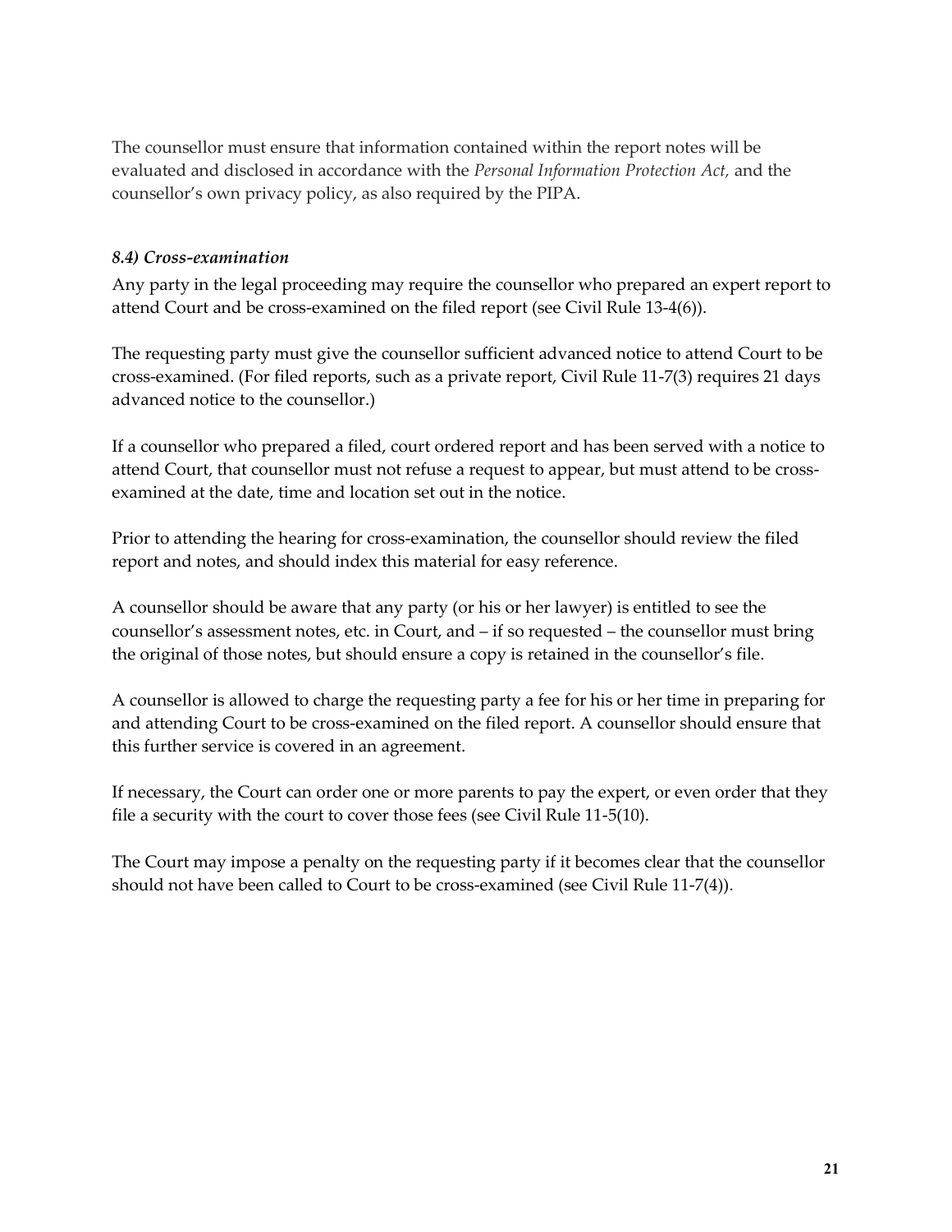The counsellor must ensure that information contained within the report notes will be evaluated and disclosed in accordance with the *Personal Information Protection Act,* and the counsellor's own privacy policy, as also required by the PIPA.

### *8.4) Cross-examination*

Any party in the legal proceeding may require the counsellor who prepared an expert report to attend Court and be cross-examined on the filed report (see Civil Rule 13-4(6)).

The requesting party must give the counsellor sufficient advanced notice to attend Court to be cross-examined. (For filed reports, such as a private report, Civil Rule 11-7(3) requires 21 days advanced notice to the counsellor.)

If a counsellor who prepared a filed, court ordered report and has been served with a notice to attend Court, that counsellor must not refuse a request to appear, but must attend to be cross-examined at the date, time and location set out in the notice.

Prior to attending the hearing for cross-examination, the counsellor should review the filed report and notes, and should index this material for easy reference.

A counsellor should be aware that any party (or his or her lawyer) is entitled to see the counsellor's assessment notes, etc. in Court, and – if so requested – the counsellor must bring the original of those notes, but should ensure a copy is retained in the counsellor's file.

A counsellor is allowed to charge the requesting party a fee for his or her time in preparing for and attending Court to be cross-examined on the filed report. A counsellor should ensure that this further service is covered in an agreement.

If necessary, the Court can order one or more parents to pay the expert, or even order that they file a security with the court to cover those fees (see Civil Rule 11-5(10).

The Court may impose a penalty on the requesting party if it becomes clear that the counsellor should not have been called to Court to be cross-examined (see Civil Rule 11-7(4)).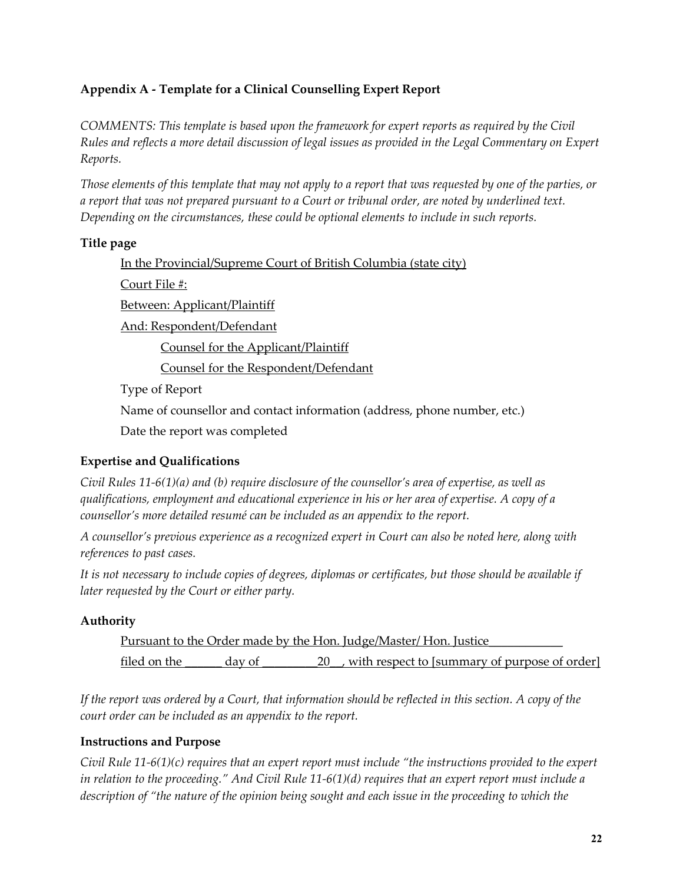### Appendix A - Template for a Clinical Counselling Expert Report

*COMMENTS: This template is based upon the framework for expert reports as required by the Civil Rules and reflects a more detail discussion of legal issues as provided in the Legal Commentary on Expert Reports.*

*Those elements of this template that may not apply to a report that was requested by one of the parties, or a report that was not prepared pursuant to a Court or tribunal order, are noted by underlined text. Depending on the circumstances, these could be optional elements to include in such reports.*

#### Title page

<u>In the Provincial/Supreme Court of British Columbia (state city)</u>

<u>Court File #:</u>

<u>Between: Applicant/Plaintiff</u>

<u>And: Respondent/Defendant</u>

<u>Counsel for the Applicant/Plaintiff</u>

<u>Counsel for the Respondent/Defendant</u>

Type of Report

Name of counsellor and contact information (address, phone number, etc.)

Date the report was completed

#### Expertise and Qualifications

*Civil Rules 11-6(1)(a) and (b) require disclosure of the counsellor's area of expertise, as well as qualifications, employment and educational experience in his or her area of expertise. A copy of a counsellor's more detailed resumé can be included as an appendix to the report.*

*A counsellor's previous experience as a recognized expert in Court can also be noted here, along with references to past cases.*

*It is not necessary to include copies of degrees, diplomas or certificates, but those should be available if later requested by the Court or either party.*

#### Authority

<u>Pursuant to the Order made by the Hon. Judge/Master/ Hon. Justice___________ filed on the ______ day of _________20__, with respect to [summary of purpose of order]</u>

*If the report was ordered by a Court, that information should be reflected in this section. A copy of the court order can be included as an appendix to the report.*

#### Instructions and Purpose

*Civil Rule 11-6(1)(c) requires that an expert report must include "the instructions provided to the expert in relation to the proceeding." And Civil Rule 11-6(1)(d) requires that an expert report must include a description of "the nature of the opinion being sought and each issue in the proceeding to which the*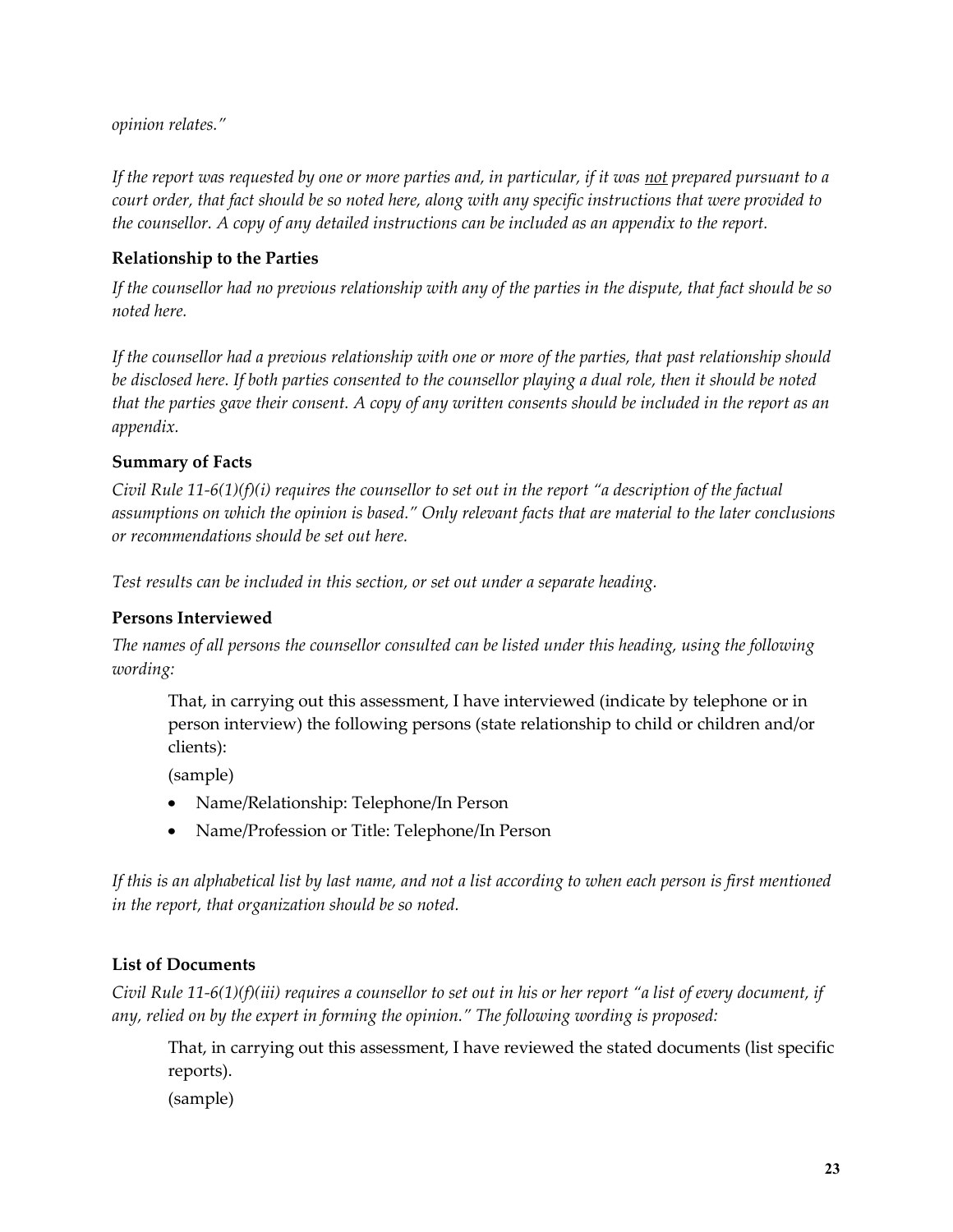*opinion relates."*

*If the report was requested by one or more parties and, in particular, if it was not prepared pursuant to a court order, that fact should be so noted here, along with any specific instructions that were provided to the counsellor. A copy of any detailed instructions can be included as an appendix to the report.*

### Relationship to the Parties

*If the counsellor had no previous relationship with any of the parties in the dispute, that fact should be so noted here.*

*If the counsellor had a previous relationship with one or more of the parties, that past relationship should be disclosed here. If both parties consented to the counsellor playing a dual role, then it should be noted that the parties gave their consent. A copy of any written consents should be included in the report as an appendix.*

### Summary of Facts

*Civil Rule 11-6(1)(f)(i) requires the counsellor to set out in the report "a description of the factual assumptions on which the opinion is based." Only relevant facts that are material to the later conclusions or recommendations should be set out here.*

*Test results can be included in this section, or set out under a separate heading.*

### Persons Interviewed

*The names of all persons the counsellor consulted can be listed under this heading, using the following wording:*

> That, in carrying out this assessment, I have interviewed (indicate by telephone or in person interview) the following persons (state relationship to child or children and/or clients):
>
> (sample)
>
> - Name/Relationship: Telephone/In Person
> - Name/Profession or Title: Telephone/In Person

*If this is an alphabetical list by last name, and not a list according to when each person is first mentioned in the report, that organization should be so noted.*

### List of Documents

*Civil Rule 11-6(1)(f)(iii) requires a counsellor to set out in his or her report "a list of every document, if any, relied on by the expert in forming the opinion." The following wording is proposed:*

> That, in carrying out this assessment, I have reviewed the stated documents (list specific reports).
>
> (sample)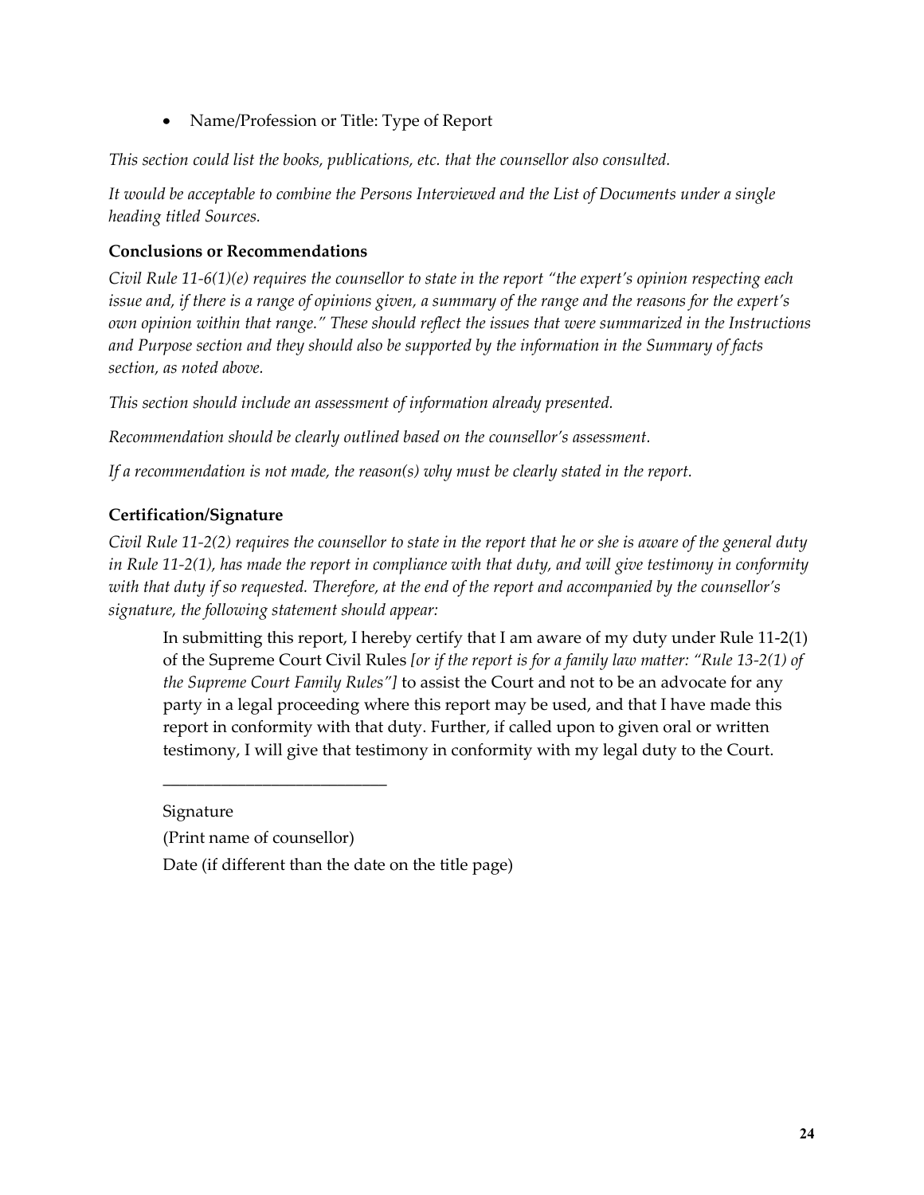- Name/Profession or Title: Type of Report

*This section could list the books, publications, etc. that the counsellor also consulted.*

*It would be acceptable to combine the Persons Interviewed and the List of Documents under a single heading titled Sources.*

### Conclusions or Recommendations

*Civil Rule 11-6(1)(e) requires the counsellor to state in the report "the expert's opinion respecting each issue and, if there is a range of opinions given, a summary of the range and the reasons for the expert's own opinion within that range." These should reflect the issues that were summarized in the Instructions and Purpose section and they should also be supported by the information in the Summary of facts section, as noted above.*

*This section should include an assessment of information already presented.*

*Recommendation should be clearly outlined based on the counsellor's assessment.*

*If a recommendation is not made, the reason(s) why must be clearly stated in the report.*

### Certification/Signature

*Civil Rule 11-2(2) requires the counsellor to state in the report that he or she is aware of the general duty in Rule 11-2(1), has made the report in compliance with that duty, and will give testimony in conformity with that duty if so requested. Therefore, at the end of the report and accompanied by the counsellor's signature, the following statement should appear:*

> In submitting this report, I hereby certify that I am aware of my duty under Rule 11-2(1) of the Supreme Court Civil Rules *[or if the report is for a family law matter: "Rule 13-2(1) of the Supreme Court Family Rules"]* to assist the Court and not to be an advocate for any party in a legal proceeding where this report may be used, and that I have made this report in conformity with that duty. Further, if called upon to given oral or written testimony, I will give that testimony in conformity with my legal duty to the Court.
>
> ___________________________
>
> Signature
>
> (Print name of counsellor)
>
> Date (if different than the date on the title page)